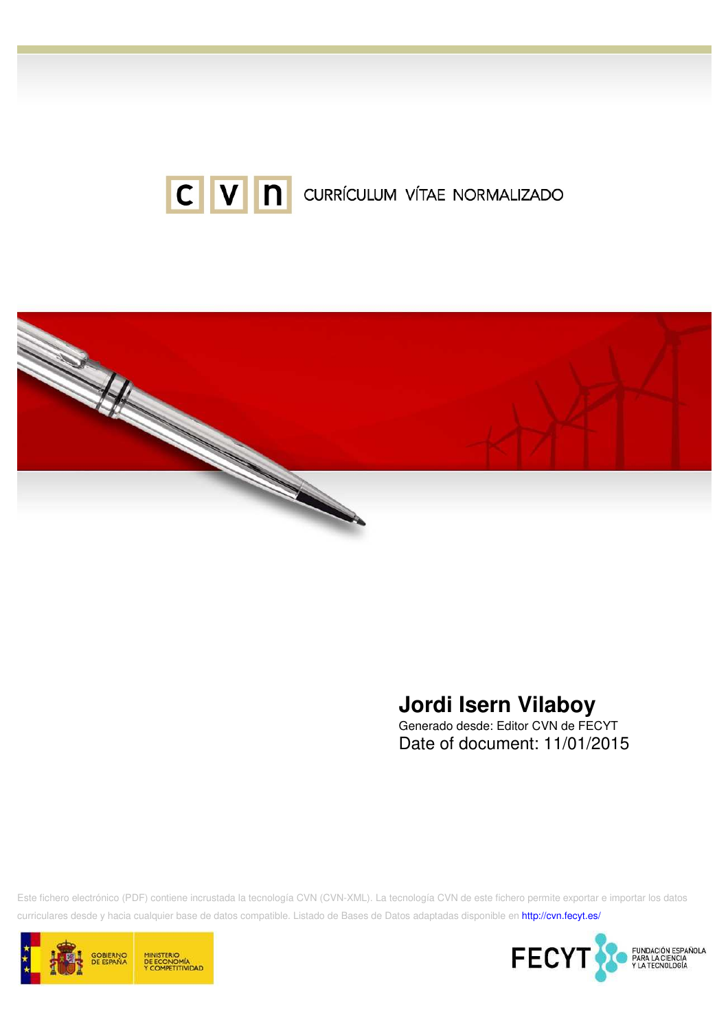cvn CURRÍCULUM VÍTAE NORMALIZADO

# Jordi Isern Vilaboy

Generado desde: Editor CVN de FECYT

Date of document: 11/01/2015

Este fichero electrónico (PDF) contiene incrustada la tecnología CVN (CVN-XML). La tecnología CVN de este fichero permite exportar e importar los datos curriculares desde y hacia cualquier base de datos compatible. Listado de Bases de Datos adaptadas disponible en http://cvn.fecyt.es/

GOBIERNO DE ESPAÑA — MINISTERIO DE ECONOMÍA Y COMPETITIVIDAD

FECYT — FUNDACIÓN ESPAÑOLA PARA LA CIENCIA Y LA TECNOLOGÍA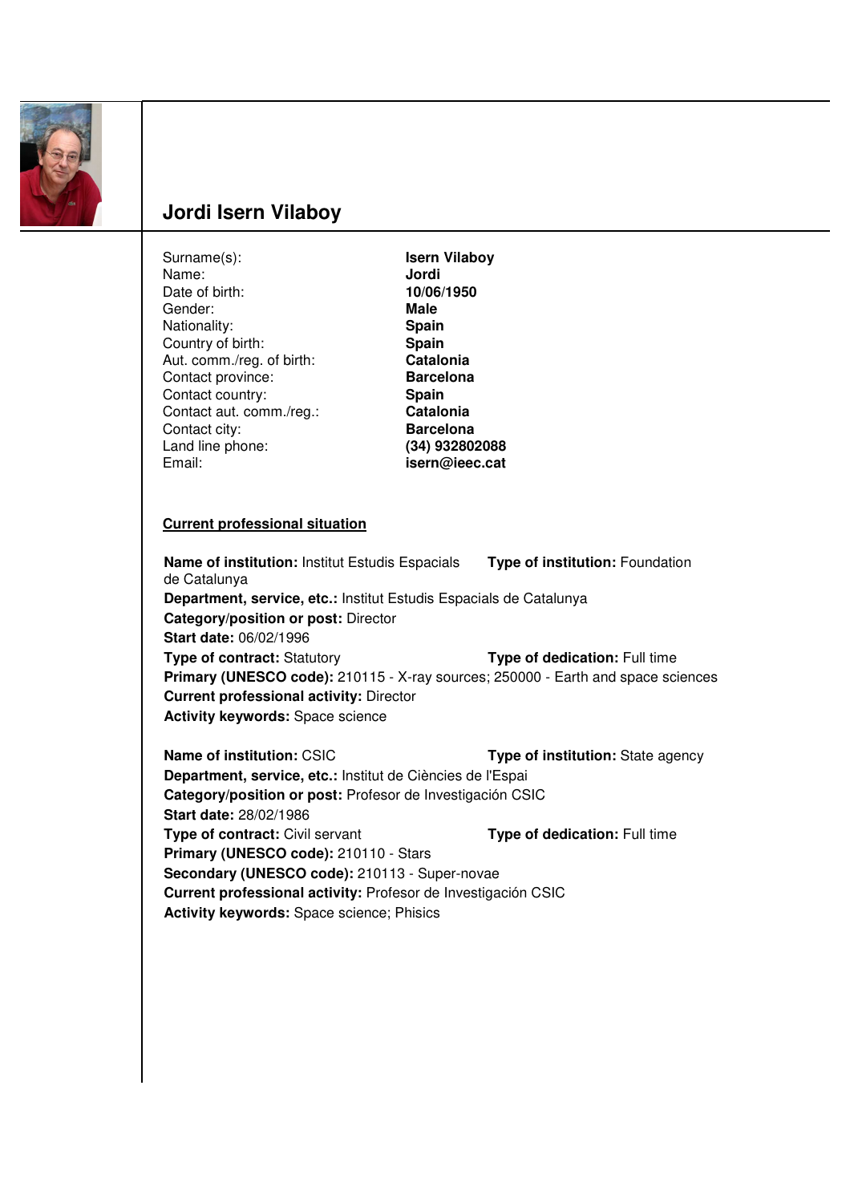# Jordi Isern Vilaboy

Surname(s): **Isern Vilaboy**
Name: **Jordi**
Date of birth: **10/06/1950**
Gender: **Male**
Nationality: **Spain**
Country of birth: **Spain**
Aut. comm./reg. of birth: **Catalonia**
Contact province: **Barcelona**
Contact country: **Spain**
Contact aut. comm./reg.: **Catalonia**
Contact city: **Barcelona**
Land line phone: **(34) 932802088**
Email: **isern@ieec.cat**

## Current professional situation

**Name of institution:** Institut Estudis Espacials de Catalunya
**Type of institution:** Foundation
**Department, service, etc.:** Institut Estudis Espacials de Catalunya
**Category/position or post:** Director
**Start date:** 06/02/1996
**Type of contract:** Statutory
**Type of dedication:** Full time
**Primary (UNESCO code):** 210115 - X-ray sources; 250000 - Earth and space sciences
**Current professional activity:** Director
**Activity keywords:** Space science

**Name of institution:** CSIC
**Type of institution:** State agency
**Department, service, etc.:** Institut de Ciències de l'Espai
**Category/position or post:** Profesor de Investigación CSIC
**Start date:** 28/02/1986
**Type of contract:** Civil servant
**Type of dedication:** Full time
**Primary (UNESCO code):** 210110 - Stars
**Secondary (UNESCO code):** 210113 - Super-novae
**Current professional activity:** Profesor de Investigación CSIC
**Activity keywords:** Space science; Phisics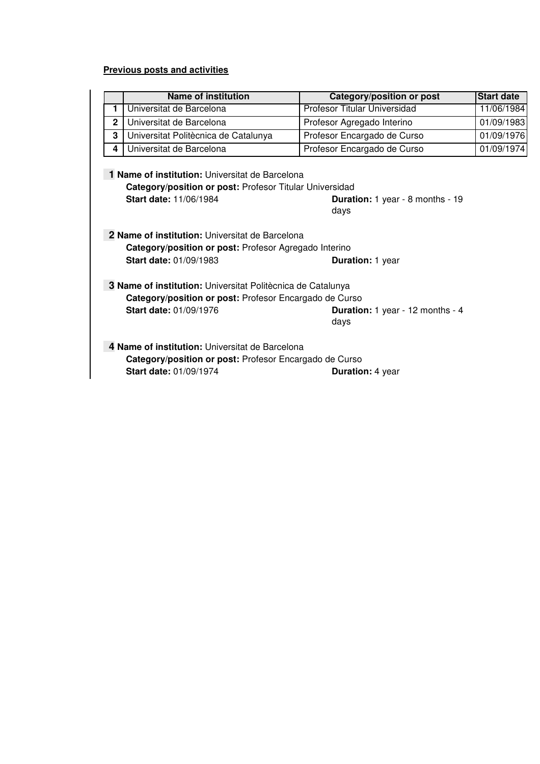**Previous posts and activities**

| | Name of institution | Category/position or post | Start date |
|---|---|---|---|
| 1 | Universitat de Barcelona | Profesor Titular Universidad | 11/06/1984 |
| 2 | Universitat de Barcelona | Profesor Agregado Interino | 01/09/1983 |
| 3 | Universitat Politècnica de Catalunya | Profesor Encargado de Curso | 01/09/1976 |
| 4 | Universitat de Barcelona | Profesor Encargado de Curso | 01/09/1974 |

**1** **Name of institution:** Universitat de Barcelona
**Category/position or post:** Profesor Titular Universidad
**Start date:** 11/06/1984 **Duration:** 1 year - 8 months - 19 days

**2** **Name of institution:** Universitat de Barcelona
**Category/position or post:** Profesor Agregado Interino
**Start date:** 01/09/1983 **Duration:** 1 year

**3** **Name of institution:** Universitat Politècnica de Catalunya
**Category/position or post:** Profesor Encargado de Curso
**Start date:** 01/09/1976 **Duration:** 1 year - 12 months - 4 days

**4** **Name of institution:** Universitat de Barcelona
**Category/position or post:** Profesor Encargado de Curso
**Start date:** 01/09/1974 **Duration:** 4 year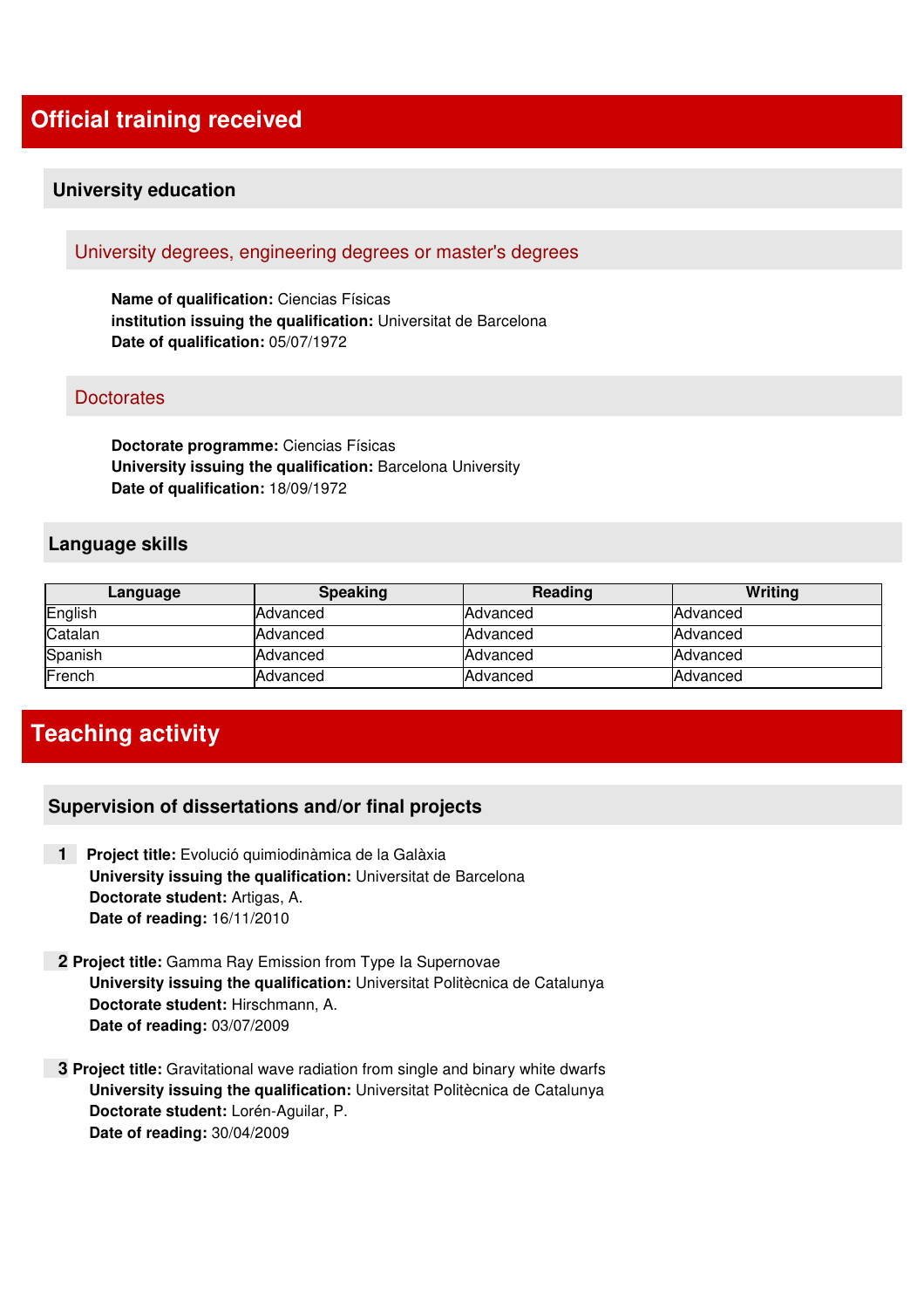# Official training received

## University education

### University degrees, engineering degrees or master's degrees

**Name of qualification:** Ciencias Físicas
**institution issuing the qualification:** Universitat de Barcelona
**Date of qualification:** 05/07/1972

### Doctorates

**Doctorate programme:** Ciencias Físicas
**University issuing the qualification:** Barcelona University
**Date of qualification:** 18/09/1972

## Language skills

| Language | Speaking | Reading | Writing |
| --- | --- | --- | --- |
| English | Advanced | Advanced | Advanced |
| Catalan | Advanced | Advanced | Advanced |
| Spanish | Advanced | Advanced | Advanced |
| French | Advanced | Advanced | Advanced |

# Teaching activity

## Supervision of dissertations and/or final projects

1. **Project title:** Evolució quimiodinàmica de la Galàxia
   **University issuing the qualification:** Universitat de Barcelona
   **Doctorate student:** Artigas, A.
   **Date of reading:** 16/11/2010

2. **Project title:** Gamma Ray Emission from Type Ia Supernovae
   **University issuing the qualification:** Universitat Politècnica de Catalunya
   **Doctorate student:** Hirschmann, A.
   **Date of reading:** 03/07/2009

3. **Project title:** Gravitational wave radiation from single and binary white dwarfs
   **University issuing the qualification:** Universitat Politècnica de Catalunya
   **Doctorate student:** Lorén-Aguilar, P.
   **Date of reading:** 30/04/2009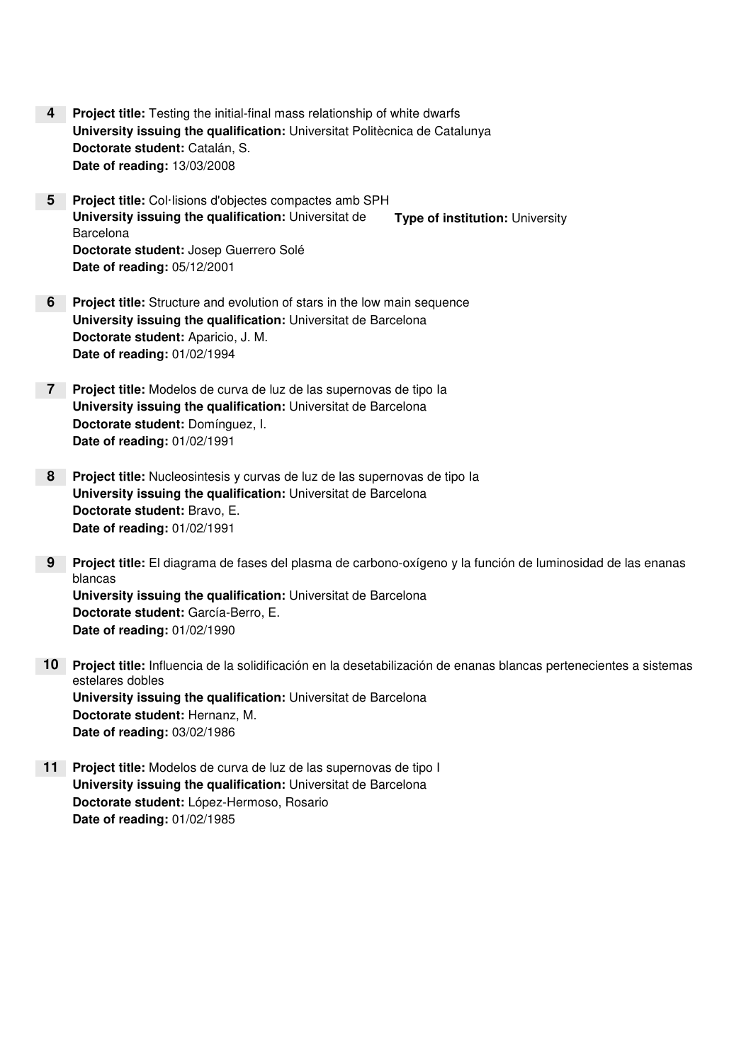**4** **Project title:** Testing the initial-final mass relationship of white dwarfs
**University issuing the qualification:** Universitat Politècnica de Catalunya
**Doctorate student:** Catalán, S.
**Date of reading:** 13/03/2008

**5** **Project title:** Col·lisions d'objectes compactes amb SPH
**University issuing the qualification:** Universitat de Barcelona
**Type of institution:** University
**Doctorate student:** Josep Guerrero Solé
**Date of reading:** 05/12/2001

**6** **Project title:** Structure and evolution of stars in the low main sequence
**University issuing the qualification:** Universitat de Barcelona
**Doctorate student:** Aparicio, J. M.
**Date of reading:** 01/02/1994

**7** **Project title:** Modelos de curva de luz de las supernovas de tipo Ia
**University issuing the qualification:** Universitat de Barcelona
**Doctorate student:** Domínguez, I.
**Date of reading:** 01/02/1991

**8** **Project title:** Nucleosintesis y curvas de luz de las supernovas de tipo Ia
**University issuing the qualification:** Universitat de Barcelona
**Doctorate student:** Bravo, E.
**Date of reading:** 01/02/1991

**9** **Project title:** El diagrama de fases del plasma de carbono-oxígeno y la función de luminosidad de las enanas blancas
**University issuing the qualification:** Universitat de Barcelona
**Doctorate student:** García-Berro, E.
**Date of reading:** 01/02/1990

**10** **Project title:** Influencia de la solidificación en la desetabilización de enanas blancas pertenecientes a sistemas estelares dobles
**University issuing the qualification:** Universitat de Barcelona
**Doctorate student:** Hernanz, M.
**Date of reading:** 03/02/1986

**11** **Project title:** Modelos de curva de luz de las supernovas de tipo I
**University issuing the qualification:** Universitat de Barcelona
**Doctorate student:** López-Hermoso, Rosario
**Date of reading:** 01/02/1985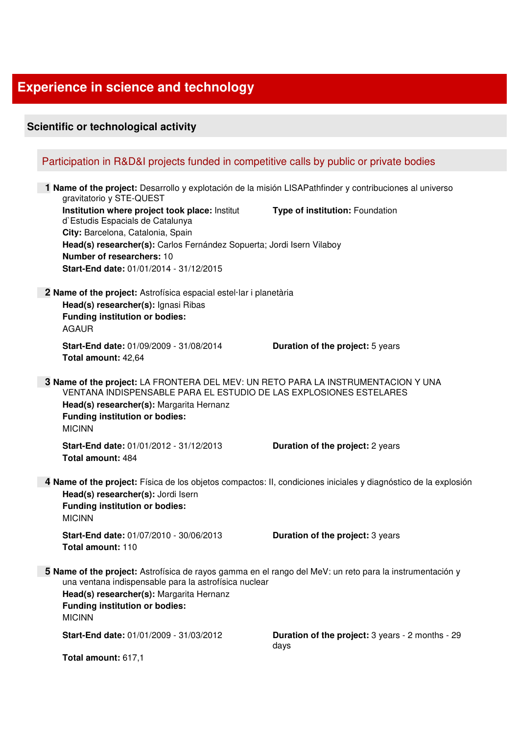# Experience in science and technology

## Scientific or technological activity

### Participation in R&D&I projects funded in competitive calls by public or private bodies

**1** **Name of the project:** Desarrollo y explotación de la misión LISAPathfinder y contribuciones al universo gravitatorio y STE-QUEST
**Institution where project took place:** Institut d`Estudis Espacials de Catalunya
**Type of institution:** Foundation
**City:** Barcelona, Catalonia, Spain
**Head(s) researcher(s):** Carlos Fernández Sopuerta; Jordi Isern Vilaboy
**Number of researchers:** 10
**Start-End date:** 01/01/2014 - 31/12/2015

**2** **Name of the project:** Astrofísica espacial estel·lar i planetària
**Head(s) researcher(s):** Ignasi Ribas
**Funding institution or bodies:**
AGAUR
**Start-End date:** 01/09/2009 - 31/08/2014
**Duration of the project:** 5 years
**Total amount:** 42,64

**3** **Name of the project:** LA FRONTERA DEL MEV: UN RETO PARA LA INSTRUMENTACION Y UNA VENTANA INDISPENSABLE PARA EL ESTUDIO DE LAS EXPLOSIONES ESTELARES
**Head(s) researcher(s):** Margarita Hernanz
**Funding institution or bodies:**
MICINN
**Start-End date:** 01/01/2012 - 31/12/2013
**Duration of the project:** 2 years
**Total amount:** 484

**4** **Name of the project:** Física de los objetos compactos: II, condiciones iniciales y diagnóstico de la explosión
**Head(s) researcher(s):** Jordi Isern
**Funding institution or bodies:**
MICINN
**Start-End date:** 01/07/2010 - 30/06/2013
**Duration of the project:** 3 years
**Total amount:** 110

**5** **Name of the project:** Astrofísica de rayos gamma en el rango del MeV: un reto para la instrumentación y una ventana indispensable para la astrofísica nuclear
**Head(s) researcher(s):** Margarita Hernanz
**Funding institution or bodies:**
MICINN
**Start-End date:** 01/01/2009 - 31/03/2012
**Duration of the project:** 3 years - 2 months - 29 days
**Total amount:** 617,1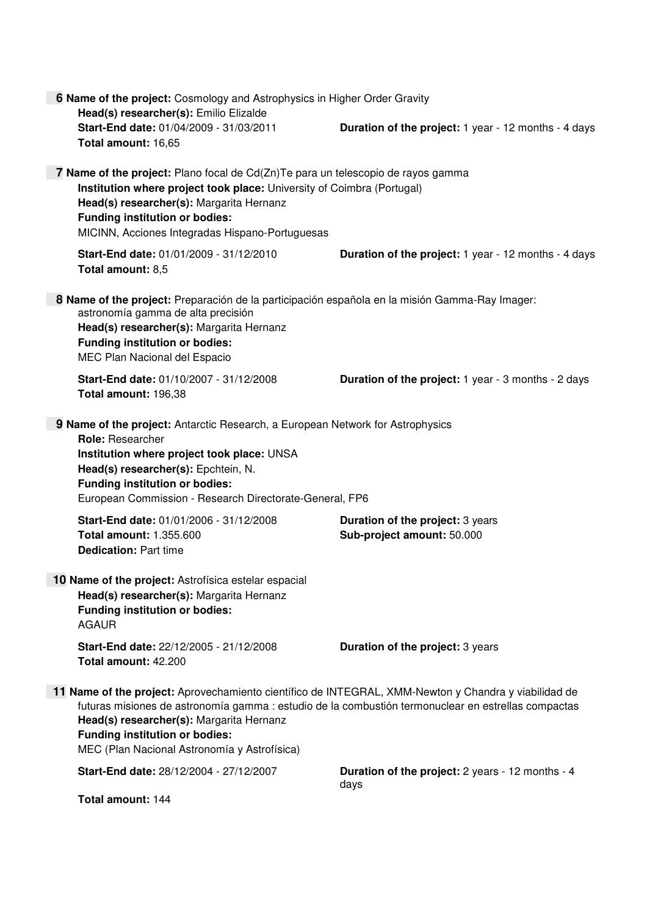**6 Name of the project:** Cosmology and Astrophysics in Higher Order Gravity
**Head(s) researcher(s):** Emilio Elizalde
**Start-End date:** 01/04/2009 - 31/03/2011
**Duration of the project:** 1 year - 12 months - 4 days
**Total amount:** 16,65

**7 Name of the project:** Plano focal de Cd(Zn)Te para un telescopio de rayos gamma
**Institution where project took place:** University of Coimbra (Portugal)
**Head(s) researcher(s):** Margarita Hernanz
**Funding institution or bodies:**
MICINN, Acciones Integradas Hispano-Portuguesas
**Start-End date:** 01/01/2009 - 31/12/2010
**Duration of the project:** 1 year - 12 months - 4 days
**Total amount:** 8,5

**8 Name of the project:** Preparación de la participación española en la misión Gamma-Ray Imager: astronomía gamma de alta precisión
**Head(s) researcher(s):** Margarita Hernanz
**Funding institution or bodies:**
MEC Plan Nacional del Espacio
**Start-End date:** 01/10/2007 - 31/12/2008
**Duration of the project:** 1 year - 3 months - 2 days
**Total amount:** 196,38

**9 Name of the project:** Antarctic Research, a European Network for Astrophysics
**Role:** Researcher
**Institution where project took place:** UNSA
**Head(s) researcher(s):** Epchtein, N.
**Funding institution or bodies:**
European Commission - Research Directorate-General, FP6
**Start-End date:** 01/01/2006 - 31/12/2008
**Duration of the project:** 3 years
**Total amount:** 1.355.600
**Sub-project amount:** 50.000
**Dedication:** Part time

**10 Name of the project:** Astrofísica estelar espacial
**Head(s) researcher(s):** Margarita Hernanz
**Funding institution or bodies:**
AGAUR
**Start-End date:** 22/12/2005 - 21/12/2008
**Duration of the project:** 3 years
**Total amount:** 42.200

**11 Name of the project:** Aprovechamiento científico de INTEGRAL, XMM-Newton y Chandra y viabilidad de futuras misiones de astronomía gamma : estudio de la combustión termonuclear en estrellas compactas
**Head(s) researcher(s):** Margarita Hernanz
**Funding institution or bodies:**
MEC (Plan Nacional Astronomía y Astrofísica)
**Start-End date:** 28/12/2004 - 27/12/2007
**Duration of the project:** 2 years - 12 months - 4 days
**Total amount:** 144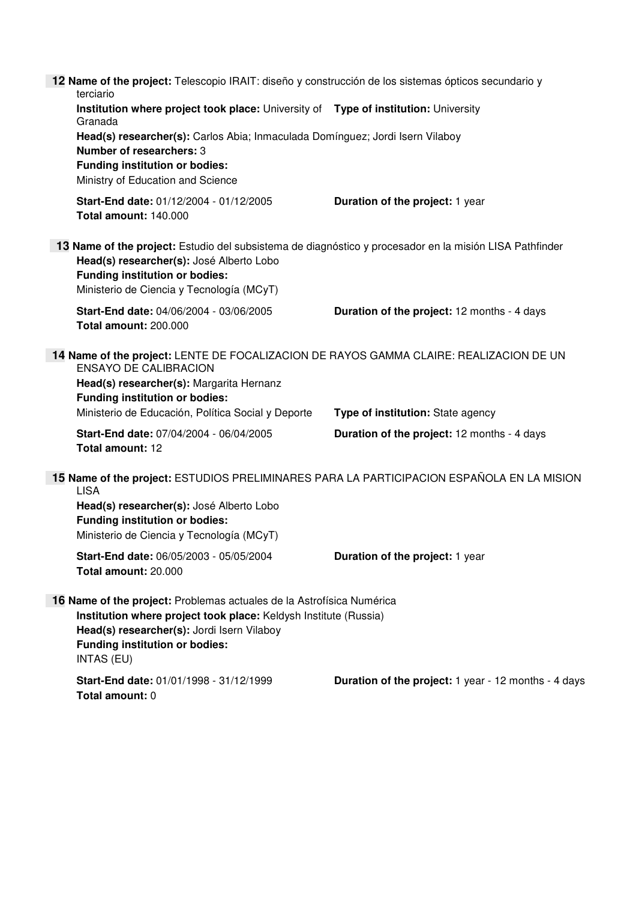**12 Name of the project:** Telescopio IRAIT: diseño y construcción de los sistemas ópticos secundario y terciario

**Institution where project took place:** University of Granada

**Type of institution:** University

**Head(s) researcher(s):** Carlos Abia; Inmaculada Domínguez; Jordi Isern Vilaboy

**Number of researchers:** 3

**Funding institution or bodies:**

Ministry of Education and Science

**Start-End date:** 01/12/2004 - 01/12/2005

**Duration of the project:** 1 year

**Total amount:** 140.000

**13 Name of the project:** Estudio del subsistema de diagnóstico y procesador en la misión LISA Pathfinder

**Head(s) researcher(s):** José Alberto Lobo

**Funding institution or bodies:**

Ministerio de Ciencia y Tecnología (MCyT)

**Start-End date:** 04/06/2004 - 03/06/2005

**Duration of the project:** 12 months - 4 days

**Total amount:** 200.000

**14 Name of the project:** LENTE DE FOCALIZACION DE RAYOS GAMMA CLAIRE: REALIZACION DE UN ENSAYO DE CALIBRACION

**Head(s) researcher(s):** Margarita Hernanz

**Funding institution or bodies:**

Ministerio de Educación, Política Social y Deporte

**Type of institution:** State agency

**Start-End date:** 07/04/2004 - 06/04/2005

**Duration of the project:** 12 months - 4 days

**Total amount:** 12

**15 Name of the project:** ESTUDIOS PRELIMINARES PARA LA PARTICIPACION ESPAÑOLA EN LA MISION LISA

**Head(s) researcher(s):** José Alberto Lobo

**Funding institution or bodies:**

Ministerio de Ciencia y Tecnología (MCyT)

**Start-End date:** 06/05/2003 - 05/05/2004

**Duration of the project:** 1 year

**Total amount:** 20.000

**16 Name of the project:** Problemas actuales de la Astrofísica Numérica

**Institution where project took place:** Keldysh Institute (Russia)

**Head(s) researcher(s):** Jordi Isern Vilaboy

**Funding institution or bodies:**

INTAS (EU)

**Start-End date:** 01/01/1998 - 31/12/1999

**Duration of the project:** 1 year - 12 months - 4 days

**Total amount:** 0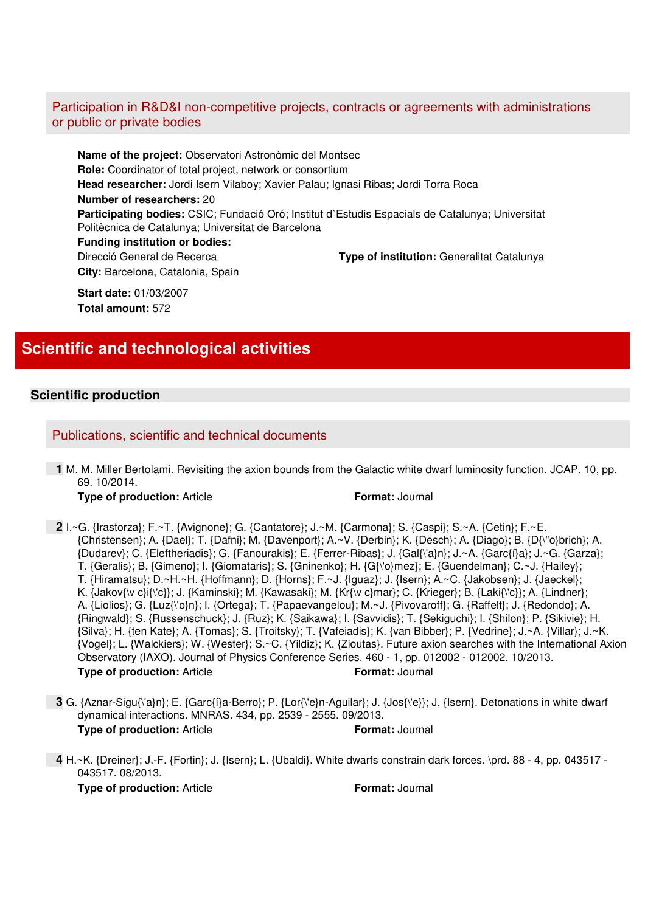## Participation in R&D&I non-competitive projects, contracts or agreements with administrations or public or private bodies

**Name of the project:** Observatori Astronòmic del Montsec
**Role:** Coordinator of total project, network or consortium
**Head researcher:** Jordi Isern Vilaboy; Xavier Palau; Ignasi Ribas; Jordi Torra Roca
**Number of researchers:** 20
**Participating bodies:** CSIC; Fundació Oró; Institut d`Estudis Espacials de Catalunya; Universitat Politècnica de Catalunya; Universitat de Barcelona
**Funding institution or bodies:**
Direcció General de Recerca **Type of institution:** Generalitat Catalunya
**City:** Barcelona, Catalonia, Spain

**Start date:** 01/03/2007
**Total amount:** 572

# Scientific and technological activities

## Scientific production

### Publications, scientific and technical documents

**1** M. M. Miller Bertolami. Revisiting the axion bounds from the Galactic white dwarf luminosity function. JCAP. 10, pp. 69. 10/2014.
**Type of production:** Article **Format:** Journal

**2** I.~G. {Irastorza}; F.~T. {Avignone}; G. {Cantatore}; J.~M. {Carmona}; S. {Caspi}; S.~A. {Cetin}; F.~E. {Christensen}; A. {Dael}; T. {Dafni}; M. {Davenport}; A.~V. {Derbin}; K. {Desch}; A. {Diago}; B. {D{\"o}brich}; A. {Dudarev}; C. {Eleftheriadis}; G. {Fanourakis}; E. {Ferrer-Ribas}; J. {Gal{\'a}n}; J.~A. {Garc{í}a}; J.~G. {Garza}; T. {Geralis}; B. {Gimeno}; I. {Giomataris}; S. {Gninenko}; H. {G{\'o}mez}; E. {Guendelman}; C.~J. {Hailey}; T. {Hiramatsu}; D.~H.~H. {Hoffmann}; D. {Horns}; F.~J. {Iguaz}; J. {Isern}; A.~C. {Jakobsen}; J. {Jaeckel}; K. {Jakov{\v c}i{\'c}}; J. {Kaminski}; M. {Kawasaki}; M. {Kr{\v c}mar}; C. {Krieger}; B. {Laki{\'c}}; A. {Lindner}; A. {Liolios}; G. {Luz{\'o}n}; I. {Ortega}; T. {Papaevangelou}; M.~J. {Pivovaroff}; G. {Raffelt}; J. {Redondo}; A. {Ringwald}; S. {Russenschuck}; J. {Ruz}; K. {Saikawa}; I. {Savvidis}; T. {Sekiguchi}; I. {Shilon}; P. {Sikivie}; H. {Silva}; H. {ten Kate}; A. {Tomas}; S. {Troitsky}; T. {Vafeiadis}; K. {van Bibber}; P. {Vedrine}; J.~A. {Villar}; J.~K. {Vogel}; L. {Walckiers}; W. {Wester}; S.~C. {Yildiz}; K. {Zioutas}. Future axion searches with the International Axion Observatory (IAXO). Journal of Physics Conference Series. 460 - 1, pp. 012002 - 012002. 10/2013.
**Type of production:** Article **Format:** Journal

**3** G. {Aznar-Sigu{\'a}n}; E. {Garc{í}a-Berro}; P. {Lor{\'e}n-Aguilar}; J. {Jos{\'e}}; J. {Isern}. Detonations in white dwarf dynamical interactions. MNRAS. 434, pp. 2539 - 2555. 09/2013.
**Type of production:** Article **Format:** Journal

**4** H.~K. {Dreiner}; J.-F. {Fortin}; J. {Isern}; L. {Ubaldi}. White dwarfs constrain dark forces. \prd. 88 - 4, pp. 043517 - 043517. 08/2013.
**Type of production:** Article **Format:** Journal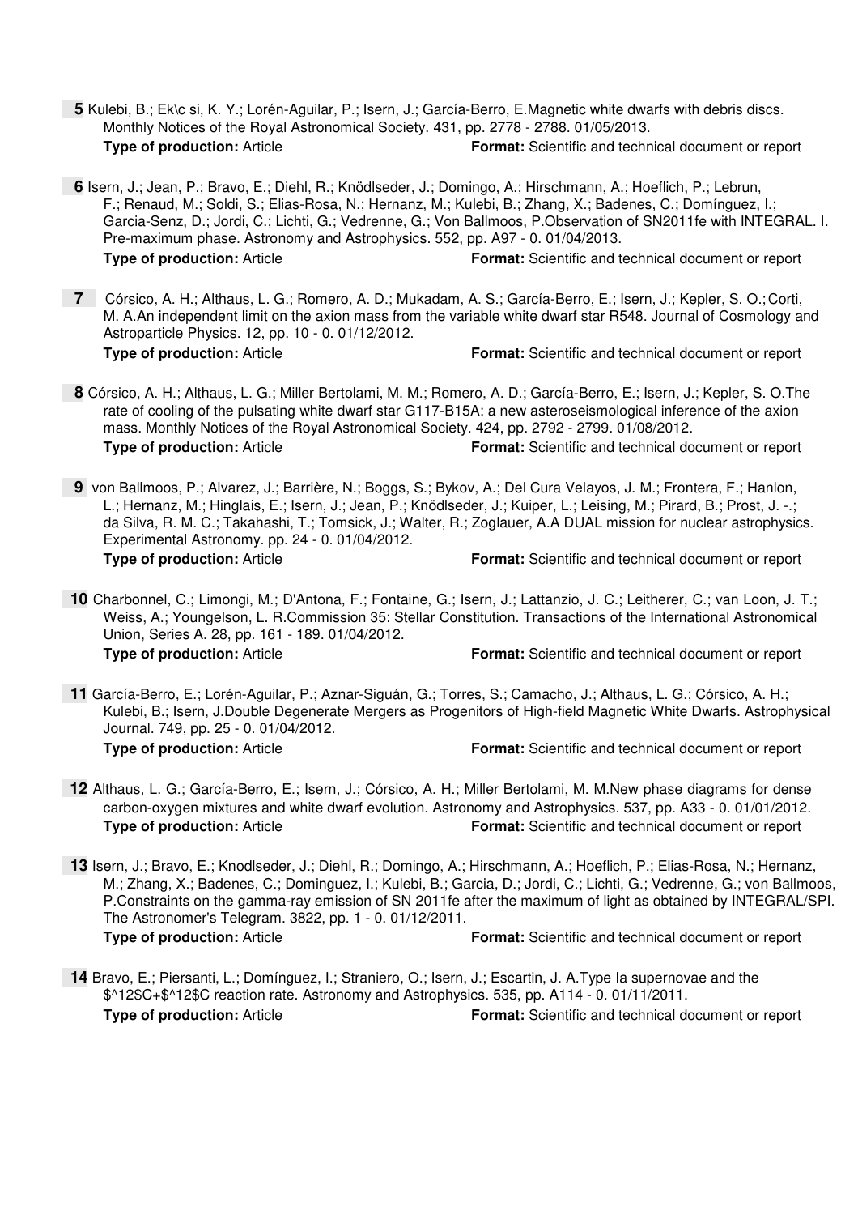**5** Kulebi, B.; Ek\c si, K. Y.; Lorén-Aguilar, P.; Isern, J.; García-Berro, E.Magnetic white dwarfs with debris discs. Monthly Notices of the Royal Astronomical Society. 431, pp. 2778 - 2788. 01/05/2013.
**Type of production:** Article **Format:** Scientific and technical document or report

**6** Isern, J.; Jean, P.; Bravo, E.; Diehl, R.; Knödlseder, J.; Domingo, A.; Hirschmann, A.; Hoeflich, P.; Lebrun, F.; Renaud, M.; Soldi, S.; Elias-Rosa, N.; Hernanz, M.; Kulebi, B.; Zhang, X.; Badenes, C.; Domínguez, I.; Garcia-Senz, D.; Jordi, C.; Lichti, G.; Vedrenne, G.; Von Ballmoos, P.Observation of SN2011fe with INTEGRAL. I. Pre-maximum phase. Astronomy and Astrophysics. 552, pp. A97 - 0. 01/04/2013.
**Type of production:** Article **Format:** Scientific and technical document or report

**7** Córsico, A. H.; Althaus, L. G.; Romero, A. D.; Mukadam, A. S.; García-Berro, E.; Isern, J.; Kepler, S. O.; Corti, M. A.An independent limit on the axion mass from the variable white dwarf star R548. Journal of Cosmology and Astroparticle Physics. 12, pp. 10 - 0. 01/12/2012.
**Type of production:** Article **Format:** Scientific and technical document or report

**8** Córsico, A. H.; Althaus, L. G.; Miller Bertolami, M. M.; Romero, A. D.; García-Berro, E.; Isern, J.; Kepler, S. O.The rate of cooling of the pulsating white dwarf star G117-B15A: a new asteroseismological inference of the axion mass. Monthly Notices of the Royal Astronomical Society. 424, pp. 2792 - 2799. 01/08/2012.
**Type of production:** Article **Format:** Scientific and technical document or report

**9** von Ballmoos, P.; Alvarez, J.; Barrière, N.; Boggs, S.; Bykov, A.; Del Cura Velayos, J. M.; Frontera, F.; Hanlon, L.; Hernanz, M.; Hinglais, E.; Isern, J.; Jean, P.; Knödlseder, J.; Kuiper, L.; Leising, M.; Pirard, B.; Prost, J. -.; da Silva, R. M. C.; Takahashi, T.; Tomsick, J.; Walter, R.; Zoglauer, A.A DUAL mission for nuclear astrophysics. Experimental Astronomy. pp. 24 - 0. 01/04/2012.
**Type of production:** Article **Format:** Scientific and technical document or report

**10** Charbonnel, C.; Limongi, M.; D'Antona, F.; Fontaine, G.; Isern, J.; Lattanzio, J. C.; Leitherer, C.; van Loon, J. T.; Weiss, A.; Youngelson, L. R.Commission 35: Stellar Constitution. Transactions of the International Astronomical Union, Series A. 28, pp. 161 - 189. 01/04/2012.
**Type of production:** Article **Format:** Scientific and technical document or report

**11** García-Berro, E.; Lorén-Aguilar, P.; Aznar-Siguán, G.; Torres, S.; Camacho, J.; Althaus, L. G.; Córsico, A. H.; Kulebi, B.; Isern, J.Double Degenerate Mergers as Progenitors of High-field Magnetic White Dwarfs. Astrophysical Journal. 749, pp. 25 - 0. 01/04/2012.
**Type of production:** Article **Format:** Scientific and technical document or report

**12** Althaus, L. G.; García-Berro, E.; Isern, J.; Córsico, A. H.; Miller Bertolami, M. M.New phase diagrams for dense carbon-oxygen mixtures and white dwarf evolution. Astronomy and Astrophysics. 537, pp. A33 - 0. 01/01/2012.
**Type of production:** Article **Format:** Scientific and technical document or report

**13** Isern, J.; Bravo, E.; Knodlseder, J.; Diehl, R.; Domingo, A.; Hirschmann, A.; Hoeflich, P.; Elias-Rosa, N.; Hernanz, M.; Zhang, X.; Badenes, C.; Dominguez, I.; Kulebi, B.; Garcia, D.; Jordi, C.; Lichti, G.; Vedrenne, G.; von Ballmoos, P.Constraints on the gamma-ray emission of SN 2011fe after the maximum of light as obtained by INTEGRAL/SPI. The Astronomer's Telegram. 3822, pp. 1 - 0. 01/12/2011.
**Type of production:** Article **Format:** Scientific and technical document or report

**14** Bravo, E.; Piersanti, L.; Domínguez, I.; Straniero, O.; Isern, J.; Escartin, J. A.Type Ia supernovae and the \$^12\$C+\$^12\$C reaction rate. Astronomy and Astrophysics. 535, pp. A114 - 0. 01/11/2011.
**Type of production:** Article **Format:** Scientific and technical document or report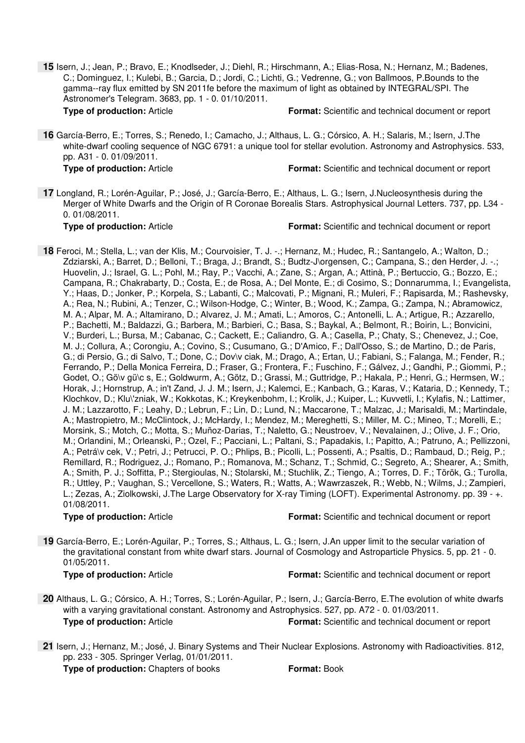**15** Isern, J.; Jean, P.; Bravo, E.; Knodlseder, J.; Diehl, R.; Hirschmann, A.; Elias-Rosa, N.; Hernanz, M.; Badenes, C.; Dominguez, I.; Kulebi, B.; Garcia, D.; Jordi, C.; Lichti, G.; Vedrenne, G.; von Ballmoos, P.Bounds to the gamma--ray flux emitted by SN 2011fe before the maximum of light as obtained by INTEGRAL/SPI. The Astronomer's Telegram. 3683, pp. 1 - 0. 01/10/2011.

**Type of production:** Article **Format:** Scientific and technical document or report

**16** García-Berro, E.; Torres, S.; Renedo, I.; Camacho, J.; Althaus, L. G.; Córsico, A. H.; Salaris, M.; Isern, J.The white-dwarf cooling sequence of NGC 6791: a unique tool for stellar evolution. Astronomy and Astrophysics. 533, pp. A31 - 0. 01/09/2011.

**Type of production:** Article **Format:** Scientific and technical document or report

**17** Longland, R.; Lorén-Aguilar, P.; José, J.; García-Berro, E.; Althaus, L. G.; Isern, J.Nucleosynthesis during the Merger of White Dwarfs and the Origin of R Coronae Borealis Stars. Astrophysical Journal Letters. 737, pp. L34 - 0. 01/08/2011.

**Type of production:** Article **Format:** Scientific and technical document or report

**18** Feroci, M.; Stella, L.; van der Klis, M.; Courvoisier, T. J. -.; Hernanz, M.; Hudec, R.; Santangelo, A.; Walton, D.; Zdziarski, A.; Barret, D.; Belloni, T.; Braga, J.; Brandt, S.; Budtz-J\orgensen, C.; Campana, S.; den Herder, J. -.; Huovelin, J.; Israel, G. L.; Pohl, M.; Ray, P.; Vacchi, A.; Zane, S.; Argan, A.; Attinà, P.; Bertuccio, G.; Bozzo, E.; Campana, R.; Chakrabarty, D.; Costa, E.; de Rosa, A.; Del Monte, E.; di Cosimo, S.; Donnarumma, I.; Evangelista, Y.; Haas, D.; Jonker, P.; Korpela, S.; Labanti, C.; Malcovati, P.; Mignani, R.; Muleri, F.; Rapisarda, M.; Rashevsky, A.; Rea, N.; Rubini, A.; Tenzer, C.; Wilson-Hodge, C.; Winter, B.; Wood, K.; Zampa, G.; Zampa, N.; Abramowicz, M. A.; Alpar, M. A.; Altamirano, D.; Alvarez, J. M.; Amati, L.; Amoros, C.; Antonelli, L. A.; Artigue, R.; Azzarello, P.; Bachetti, M.; Baldazzi, G.; Barbera, M.; Barbieri, C.; Basa, S.; Baykal, A.; Belmont, R.; Boirin, L.; Bonvicini, V.; Burderi, L.; Bursa, M.; Cabanac, C.; Cackett, E.; Caliandro, G. A.; Casella, P.; Chaty, S.; Chenevez, J.; Coe, M. J.; Collura, A.; Corongiu, A.; Covino, S.; Cusumano, G.; D'Amico, F.; Dall'Osso, S.; de Martino, D.; de Paris, G.; di Persio, G.; di Salvo, T.; Done, C.; Dov\v ciak, M.; Drago, A.; Ertan, U.; Fabiani, S.; Falanga, M.; Fender, R.; Ferrando, P.; Della Monica Ferreira, D.; Fraser, G.; Frontera, F.; Fuschino, F.; Gálvez, J.; Gandhi, P.; Giommi, P.; Godet, O.; Gö\v gü\c s, E.; Goldwurm, A.; Gõtz, D.; Grassi, M.; Guttridge, P.; Hakala, P.; Henri, G.; Hermsen, W.; Horak, J.; Hornstrup, A.; in't Zand, J. J. M.; Isern, J.; Kalemci, E.; Kanbach, G.; Karas, V.; Kataria, D.; Kennedy, T.; Klochkov, D.; Klu\'zniak, W.; Kokkotas, K.; Kreykenbohm, I.; Krolik, J.; Kuiper, L.; Kuvvetli, I.; Kylafis, N.; Lattimer, J. M.; Lazzarotto, F.; Leahy, D.; Lebrun, F.; Lin, D.; Lund, N.; Maccarone, T.; Malzac, J.; Marisaldi, M.; Martindale, A.; Mastropietro, M.; McClintock, J.; McHardy, I.; Mendez, M.; Mereghetti, S.; Miller, M. C.; Mineo, T.; Morelli, E.; Morsink, S.; Motch, C.; Motta, S.; Muñoz-Darias, T.; Naletto, G.; Neustroev, V.; Nevalainen, J.; Olive, J. F.; Orio, M.; Orlandini, M.; Orleanski, P.; Ozel, F.; Pacciani, L.; Paltani, S.; Papadakis, I.; Papitto, A.; Patruno, A.; Pellizzoni, A.; Petrá\v cek, V.; Petri, J.; Petrucci, P. O.; Phlips, B.; Picolli, L.; Possenti, A.; Psaltis, D.; Rambaud, D.; Reig, P.; Remillard, R.; Rodriguez, J.; Romano, P.; Romanova, M.; Schanz, T.; Schmid, C.; Segreto, A.; Shearer, A.; Smith, A.; Smith, P. J.; Soffitta, P.; Stergioulas, N.; Stolarski, M.; Stuchlik, Z.; Tiengo, A.; Torres, D. F.; Török, G.; Turolla, R.; Uttley, P.; Vaughan, S.; Vercellone, S.; Waters, R.; Watts, A.; Wawrzaszek, R.; Webb, N.; Wilms, J.; Zampieri, L.; Zezas, A.; Ziolkowski, J.The Large Observatory for X-ray Timing (LOFT). Experimental Astronomy. pp. 39 - +. 01/08/2011.

**Type of production:** Article **Format:** Scientific and technical document or report

**19** García-Berro, E.; Lorén-Aguilar, P.; Torres, S.; Althaus, L. G.; Isern, J.An upper limit to the secular variation of the gravitational constant from white dwarf stars. Journal of Cosmology and Astroparticle Physics. 5, pp. 21 - 0. 01/05/2011.

**Type of production:** Article **Format:** Scientific and technical document or report

**20** Althaus, L. G.; Córsico, A. H.; Torres, S.; Lorén-Aguilar, P.; Isern, J.; García-Berro, E.The evolution of white dwarfs with a varying gravitational constant. Astronomy and Astrophysics. 527, pp. A72 - 0. 01/03/2011.

**Type of production:** Article **Format:** Scientific and technical document or report

**21** Isern, J.; Hernanz, M.; José, J. Binary Systems and Their Nuclear Explosions. Astronomy with Radioactivities. 812, pp. 233 - 305. Springer Verlag, 01/01/2011.

**Type of production:** Chapters of books **Format:** Book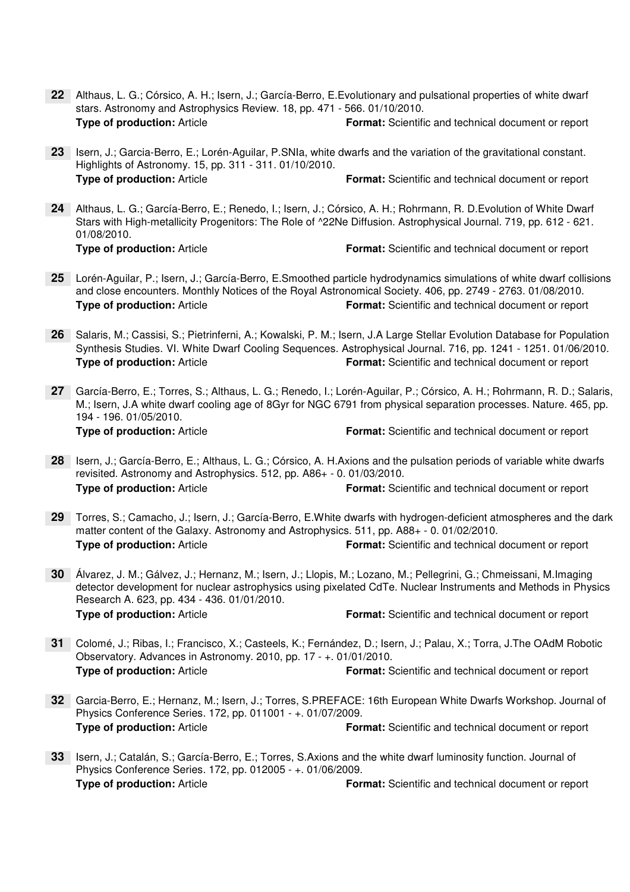**22** Althaus, L. G.; Córsico, A. H.; Isern, J.; García-Berro, E.Evolutionary and pulsational properties of white dwarf stars. Astronomy and Astrophysics Review. 18, pp. 471 - 566. 01/10/2010.
**Type of production:** Article **Format:** Scientific and technical document or report

**23** Isern, J.; Garcia-Berro, E.; Lorén-Aguilar, P.SNIa, white dwarfs and the variation of the gravitational constant. Highlights of Astronomy. 15, pp. 311 - 311. 01/10/2010.
**Type of production:** Article **Format:** Scientific and technical document or report

**24** Althaus, L. G.; García-Berro, E.; Renedo, I.; Isern, J.; Córsico, A. H.; Rohrmann, R. D.Evolution of White Dwarf Stars with High-metallicity Progenitors: The Role of ^22Ne Diffusion. Astrophysical Journal. 719, pp. 612 - 621. 01/08/2010.
**Type of production:** Article **Format:** Scientific and technical document or report

**25** Lorén-Aguilar, P.; Isern, J.; García-Berro, E.Smoothed particle hydrodynamics simulations of white dwarf collisions and close encounters. Monthly Notices of the Royal Astronomical Society. 406, pp. 2749 - 2763. 01/08/2010.
**Type of production:** Article **Format:** Scientific and technical document or report

**26** Salaris, M.; Cassisi, S.; Pietrinferni, A.; Kowalski, P. M.; Isern, J.A Large Stellar Evolution Database for Population Synthesis Studies. VI. White Dwarf Cooling Sequences. Astrophysical Journal. 716, pp. 1241 - 1251. 01/06/2010.
**Type of production:** Article **Format:** Scientific and technical document or report

**27** García-Berro, E.; Torres, S.; Althaus, L. G.; Renedo, I.; Lorén-Aguilar, P.; Córsico, A. H.; Rohrmann, R. D.; Salaris, M.; Isern, J.A white dwarf cooling age of 8Gyr for NGC 6791 from physical separation processes. Nature. 465, pp. 194 - 196. 01/05/2010.
**Type of production:** Article **Format:** Scientific and technical document or report

**28** Isern, J.; García-Berro, E.; Althaus, L. G.; Córsico, A. H.Axions and the pulsation periods of variable white dwarfs revisited. Astronomy and Astrophysics. 512, pp. A86+ - 0. 01/03/2010.
**Type of production:** Article **Format:** Scientific and technical document or report

**29** Torres, S.; Camacho, J.; Isern, J.; García-Berro, E.White dwarfs with hydrogen-deficient atmospheres and the dark matter content of the Galaxy. Astronomy and Astrophysics. 511, pp. A88+ - 0. 01/02/2010.
**Type of production:** Article **Format:** Scientific and technical document or report

**30** Álvarez, J. M.; Gálvez, J.; Hernanz, M.; Isern, J.; Llopis, M.; Lozano, M.; Pellegrini, G.; Chmeissani, M.Imaging detector development for nuclear astrophysics using pixelated CdTe. Nuclear Instruments and Methods in Physics Research A. 623, pp. 434 - 436. 01/01/2010.
**Type of production:** Article **Format:** Scientific and technical document or report

**31** Colomé, J.; Ribas, I.; Francisco, X.; Casteels, K.; Fernández, D.; Isern, J.; Palau, X.; Torra, J.The OAdM Robotic Observatory. Advances in Astronomy. 2010, pp. 17 - +. 01/01/2010.
**Type of production:** Article **Format:** Scientific and technical document or report

**32** Garcia-Berro, E.; Hernanz, M.; Isern, J.; Torres, S.PREFACE: 16th European White Dwarfs Workshop. Journal of Physics Conference Series. 172, pp. 011001 - +. 01/07/2009.
**Type of production:** Article **Format:** Scientific and technical document or report

**33** Isern, J.; Catalán, S.; García-Berro, E.; Torres, S.Axions and the white dwarf luminosity function. Journal of Physics Conference Series. 172, pp. 012005 - +. 01/06/2009.
**Type of production:** Article **Format:** Scientific and technical document or report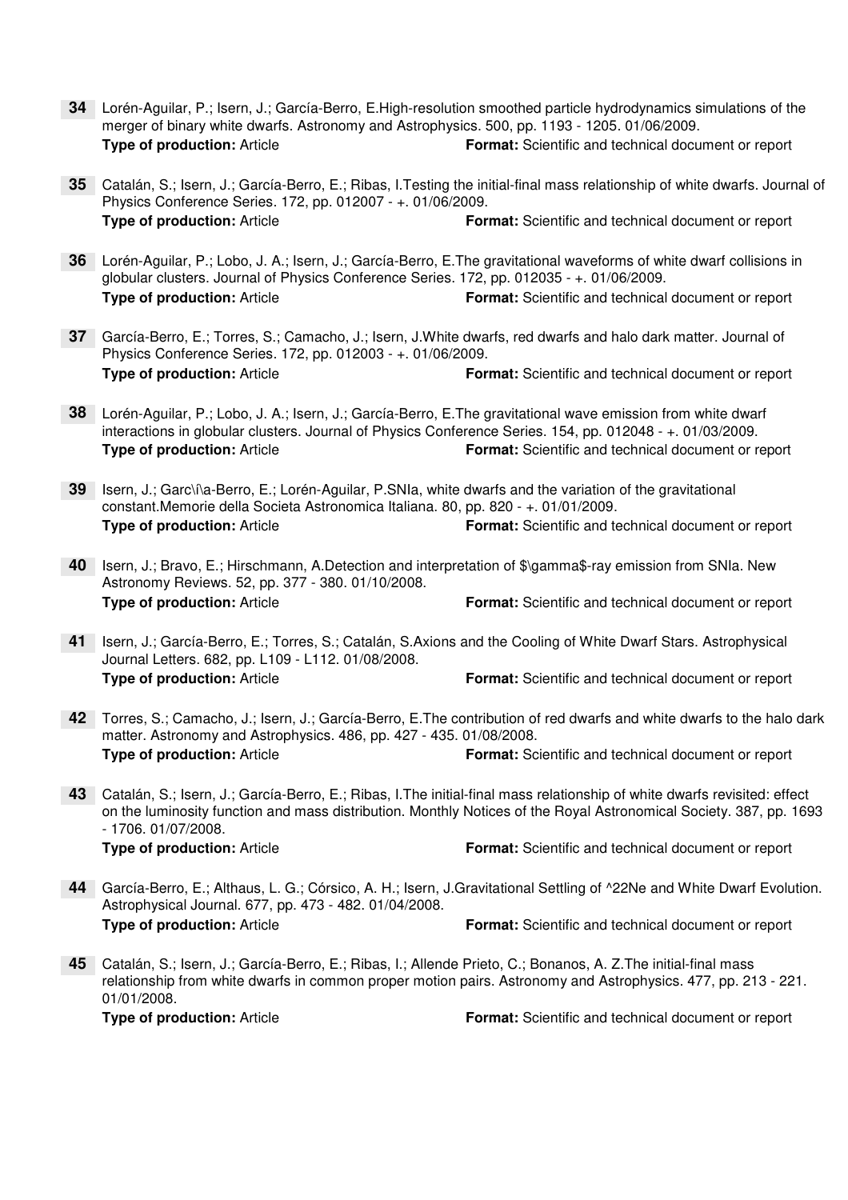**34** Lorén-Aguilar, P.; Isern, J.; García-Berro, E.High-resolution smoothed particle hydrodynamics simulations of the merger of binary white dwarfs. Astronomy and Astrophysics. 500, pp. 1193 - 1205. 01/06/2009.
**Type of production:** Article **Format:** Scientific and technical document or report

**35** Catalán, S.; Isern, J.; García-Berro, E.; Ribas, I.Testing the initial-final mass relationship of white dwarfs. Journal of Physics Conference Series. 172, pp. 012007 - +. 01/06/2009.
**Type of production:** Article **Format:** Scientific and technical document or report

**36** Lorén-Aguilar, P.; Lobo, J. A.; Isern, J.; García-Berro, E.The gravitational waveforms of white dwarf collisions in globular clusters. Journal of Physics Conference Series. 172, pp. 012035 - +. 01/06/2009.
**Type of production:** Article **Format:** Scientific and technical document or report

**37** García-Berro, E.; Torres, S.; Camacho, J.; Isern, J.White dwarfs, red dwarfs and halo dark matter. Journal of Physics Conference Series. 172, pp. 012003 - +. 01/06/2009.
**Type of production:** Article **Format:** Scientific and technical document or report

**38** Lorén-Aguilar, P.; Lobo, J. A.; Isern, J.; García-Berro, E.The gravitational wave emission from white dwarf interactions in globular clusters. Journal of Physics Conference Series. 154, pp. 012048 - +. 01/03/2009.
**Type of production:** Article **Format:** Scientific and technical document or report

**39** Isern, J.; Garc\'i\a-Berro, E.; Lorén-Aguilar, P.SNIa, white dwarfs and the variation of the gravitational constant.Memorie della Societa Astronomica Italiana. 80, pp. 820 - +. 01/01/2009.
**Type of production:** Article **Format:** Scientific and technical document or report

**40** Isern, J.; Bravo, E.; Hirschmann, A.Detection and interpretation of $\gamma$-ray emission from SNIa. New Astronomy Reviews. 52, pp. 377 - 380. 01/10/2008.
**Type of production:** Article **Format:** Scientific and technical document or report

**41** Isern, J.; García-Berro, E.; Torres, S.; Catalán, S.Axions and the Cooling of White Dwarf Stars. Astrophysical Journal Letters. 682, pp. L109 - L112. 01/08/2008.
**Type of production:** Article **Format:** Scientific and technical document or report

**42** Torres, S.; Camacho, J.; Isern, J.; García-Berro, E.The contribution of red dwarfs and white dwarfs to the halo dark matter. Astronomy and Astrophysics. 486, pp. 427 - 435. 01/08/2008.
**Type of production:** Article **Format:** Scientific and technical document or report

**43** Catalán, S.; Isern, J.; García-Berro, E.; Ribas, I.The initial-final mass relationship of white dwarfs revisited: effect on the luminosity function and mass distribution. Monthly Notices of the Royal Astronomical Society. 387, pp. 1693 - 1706. 01/07/2008.
**Type of production:** Article **Format:** Scientific and technical document or report

**44** García-Berro, E.; Althaus, L. G.; Córsico, A. H.; Isern, J.Gravitational Settling of ^22Ne and White Dwarf Evolution. Astrophysical Journal. 677, pp. 473 - 482. 01/04/2008.
**Type of production:** Article **Format:** Scientific and technical document or report

**45** Catalán, S.; Isern, J.; García-Berro, E.; Ribas, I.; Allende Prieto, C.; Bonanos, A. Z.The initial-final mass relationship from white dwarfs in common proper motion pairs. Astronomy and Astrophysics. 477, pp. 213 - 221. 01/01/2008.
**Type of production:** Article **Format:** Scientific and technical document or report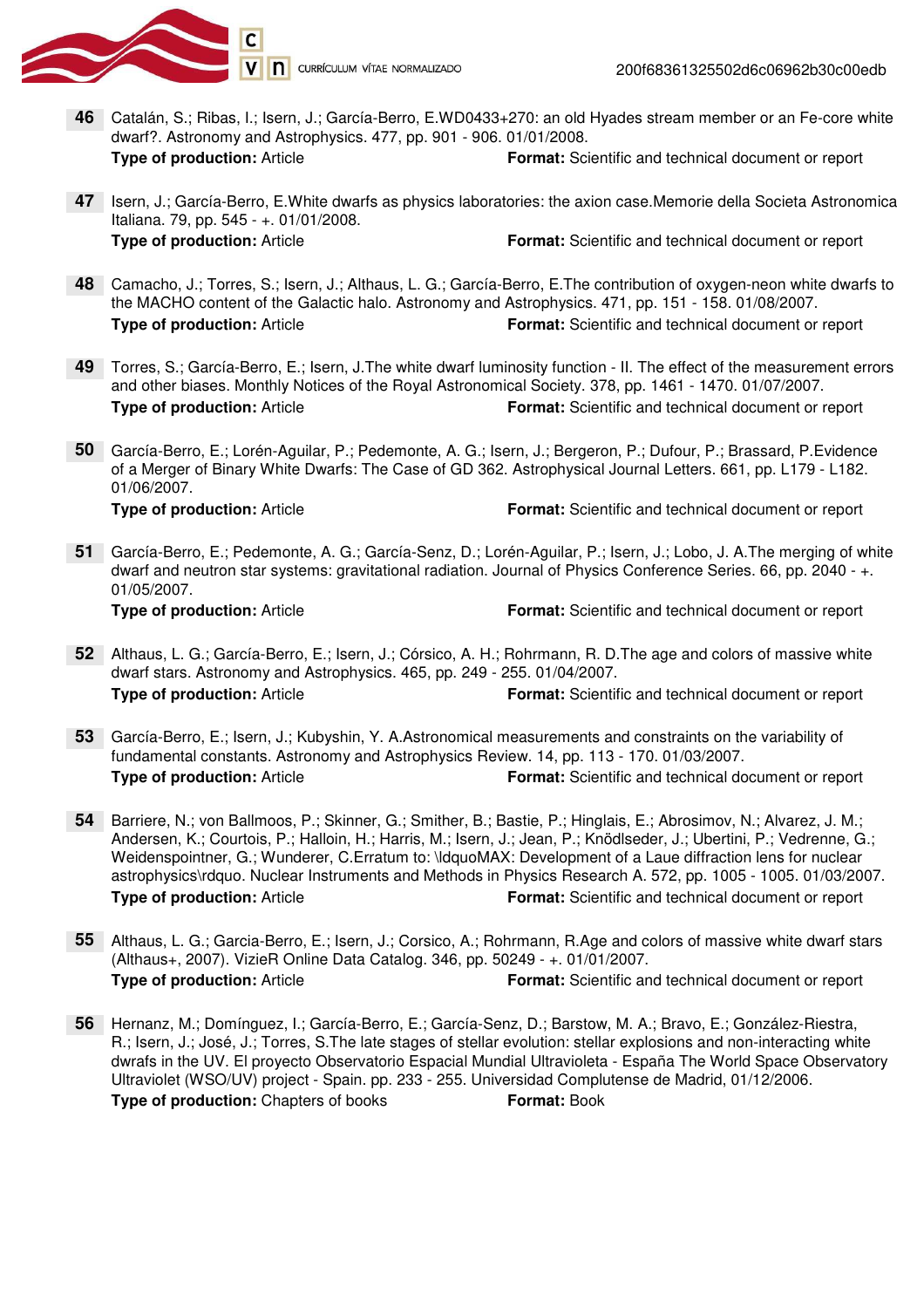**46** Catalán, S.; Ribas, I.; Isern, J.; García-Berro, E.WD0433+270: an old Hyades stream member or an Fe-core white dwarf?. Astronomy and Astrophysics. 477, pp. 901 - 906. 01/01/2008.
**Type of production:** Article **Format:** Scientific and technical document or report

**47** Isern, J.; García-Berro, E.White dwarfs as physics laboratories: the axion case.Memorie della Societa Astronomica Italiana. 79, pp. 545 - +. 01/01/2008.
**Type of production:** Article **Format:** Scientific and technical document or report

**48** Camacho, J.; Torres, S.; Isern, J.; Althaus, L. G.; García-Berro, E.The contribution of oxygen-neon white dwarfs to the MACHO content of the Galactic halo. Astronomy and Astrophysics. 471, pp. 151 - 158. 01/08/2007.
**Type of production:** Article **Format:** Scientific and technical document or report

**49** Torres, S.; García-Berro, E.; Isern, J.The white dwarf luminosity function - II. The effect of the measurement errors and other biases. Monthly Notices of the Royal Astronomical Society. 378, pp. 1461 - 1470. 01/07/2007.
**Type of production:** Article **Format:** Scientific and technical document or report

**50** García-Berro, E.; Lorén-Aguilar, P.; Pedemonte, A. G.; Isern, J.; Bergeron, P.; Dufour, P.; Brassard, P.Evidence of a Merger of Binary White Dwarfs: The Case of GD 362. Astrophysical Journal Letters. 661, pp. L179 - L182. 01/06/2007.
**Type of production:** Article **Format:** Scientific and technical document or report

**51** García-Berro, E.; Pedemonte, A. G.; García-Senz, D.; Lorén-Aguilar, P.; Isern, J.; Lobo, J. A.The merging of white dwarf and neutron star systems: gravitational radiation. Journal of Physics Conference Series. 66, pp. 2040 - +. 01/05/2007.
**Type of production:** Article **Format:** Scientific and technical document or report

**52** Althaus, L. G.; García-Berro, E.; Isern, J.; Córsico, A. H.; Rohrmann, R. D.The age and colors of massive white dwarf stars. Astronomy and Astrophysics. 465, pp. 249 - 255. 01/04/2007.
**Type of production:** Article **Format:** Scientific and technical document or report

**53** García-Berro, E.; Isern, J.; Kubyshin, Y. A.Astronomical measurements and constraints on the variability of fundamental constants. Astronomy and Astrophysics Review. 14, pp. 113 - 170. 01/03/2007.
**Type of production:** Article **Format:** Scientific and technical document or report

**54** Barriere, N.; von Ballmoos, P.; Skinner, G.; Smither, B.; Bastie, P.; Hinglais, E.; Abrosimov, N.; Alvarez, J. M.; Andersen, K.; Courtois, P.; Halloin, H.; Harris, M.; Isern, J.; Jean, P.; Knödlseder, J.; Ubertini, P.; Vedrenne, G.; Weidenspointner, G.; Wunderer, C.Erratum to: \ldquoMAX: Development of a Laue diffraction lens for nuclear astrophysics\rdquo. Nuclear Instruments and Methods in Physics Research A. 572, pp. 1005 - 1005. 01/03/2007.
**Type of production:** Article **Format:** Scientific and technical document or report

**55** Althaus, L. G.; Garcia-Berro, E.; Isern, J.; Corsico, A.; Rohrmann, R.Age and colors of massive white dwarf stars (Althaus+, 2007). VizieR Online Data Catalog. 346, pp. 50249 - +. 01/01/2007.
**Type of production:** Article **Format:** Scientific and technical document or report

**56** Hernanz, M.; Domínguez, I.; García-Berro, E.; García-Senz, D.; Barstow, M. A.; Bravo, E.; González-Riestra, R.; Isern, J.; José, J.; Torres, S.The late stages of stellar evolution: stellar explosions and non-interacting white dwrafs in the UV. El proyecto Observatorio Espacial Mundial Ultravioleta - España The World Space Observatory Ultraviolet (WSO/UV) project - Spain. pp. 233 - 255. Universidad Complutense de Madrid, 01/12/2006.
**Type of production:** Chapters of books **Format:** Book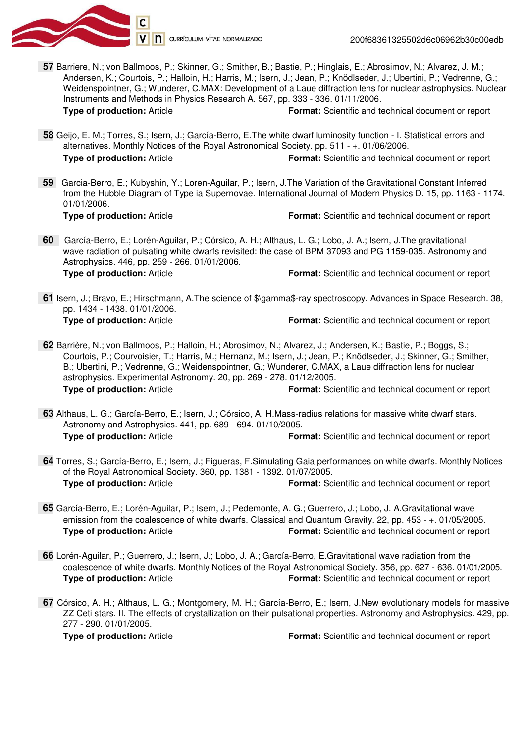**57** Barriere, N.; von Ballmoos, P.; Skinner, G.; Smither, B.; Bastie, P.; Hinglais, E.; Abrosimov, N.; Alvarez, J. M.; Andersen, K.; Courtois, P.; Halloin, H.; Harris, M.; Isern, J.; Jean, P.; Knödlseder, J.; Ubertini, P.; Vedrenne, G.; Weidenspointner, G.; Wunderer, C.MAX: Development of a Laue diffraction lens for nuclear astrophysics. Nuclear Instruments and Methods in Physics Research A. 567, pp. 333 - 336. 01/11/2006.
**Type of production:** Article **Format:** Scientific and technical document or report

**58** Geijo, E. M.; Torres, S.; Isern, J.; García-Berro, E.The white dwarf luminosity function - I. Statistical errors and alternatives. Monthly Notices of the Royal Astronomical Society. pp. 511 - +. 01/06/2006.
**Type of production:** Article **Format:** Scientific and technical document or report

**59** Garcia-Berro, E.; Kubyshin, Y.; Loren-Aguilar, P.; Isern, J.The Variation of the Gravitational Constant Inferred from the Hubble Diagram of Type ia Supernovae. International Journal of Modern Physics D. 15, pp. 1163 - 1174. 01/01/2006.
**Type of production:** Article **Format:** Scientific and technical document or report

**60** García-Berro, E.; Lorén-Aguilar, P.; Córsico, A. H.; Althaus, L. G.; Lobo, J. A.; Isern, J.The gravitational wave radiation of pulsating white dwarfs revisited: the case of BPM 37093 and PG 1159-035. Astronomy and Astrophysics. 446, pp. 259 - 266. 01/01/2006.
**Type of production:** Article **Format:** Scientific and technical document or report

**61** Isern, J.; Bravo, E.; Hirschmann, A.The science of $\gamma$-ray spectroscopy. Advances in Space Research. 38, pp. 1434 - 1438. 01/01/2006.
**Type of production:** Article **Format:** Scientific and technical document or report

**62** Barrière, N.; von Ballmoos, P.; Halloin, H.; Abrosimov, N.; Alvarez, J.; Andersen, K.; Bastie, P.; Boggs, S.; Courtois, P.; Courvoisier, T.; Harris, M.; Hernanz, M.; Isern, J.; Jean, P.; Knödlseder, J.; Skinner, G.; Smither, B.; Ubertini, P.; Vedrenne, G.; Weidenspointner, G.; Wunderer, C.MAX, a Laue diffraction lens for nuclear astrophysics. Experimental Astronomy. 20, pp. 269 - 278. 01/12/2005.
**Type of production:** Article **Format:** Scientific and technical document or report

**63** Althaus, L. G.; García-Berro, E.; Isern, J.; Córsico, A. H.Mass-radius relations for massive white dwarf stars. Astronomy and Astrophysics. 441, pp. 689 - 694. 01/10/2005.
**Type of production:** Article **Format:** Scientific and technical document or report

**64** Torres, S.; García-Berro, E.; Isern, J.; Figueras, F.Simulating Gaia performances on white dwarfs. Monthly Notices of the Royal Astronomical Society. 360, pp. 1381 - 1392. 01/07/2005.
**Type of production:** Article **Format:** Scientific and technical document or report

**65** García-Berro, E.; Lorén-Aguilar, P.; Isern, J.; Pedemonte, A. G.; Guerrero, J.; Lobo, J. A.Gravitational wave emission from the coalescence of white dwarfs. Classical and Quantum Gravity. 22, pp. 453 - +. 01/05/2005.
**Type of production:** Article **Format:** Scientific and technical document or report

**66** Lorén-Aguilar, P.; Guerrero, J.; Isern, J.; Lobo, J. A.; García-Berro, E.Gravitational wave radiation from the coalescence of white dwarfs. Monthly Notices of the Royal Astronomical Society. 356, pp. 627 - 636. 01/01/2005.
**Type of production:** Article **Format:** Scientific and technical document or report

**67** Córsico, A. H.; Althaus, L. G.; Montgomery, M. H.; García-Berro, E.; Isern, J.New evolutionary models for massive ZZ Ceti stars. II. The effects of crystallization on their pulsational properties. Astronomy and Astrophysics. 429, pp. 277 - 290. 01/01/2005.
**Type of production:** Article **Format:** Scientific and technical document or report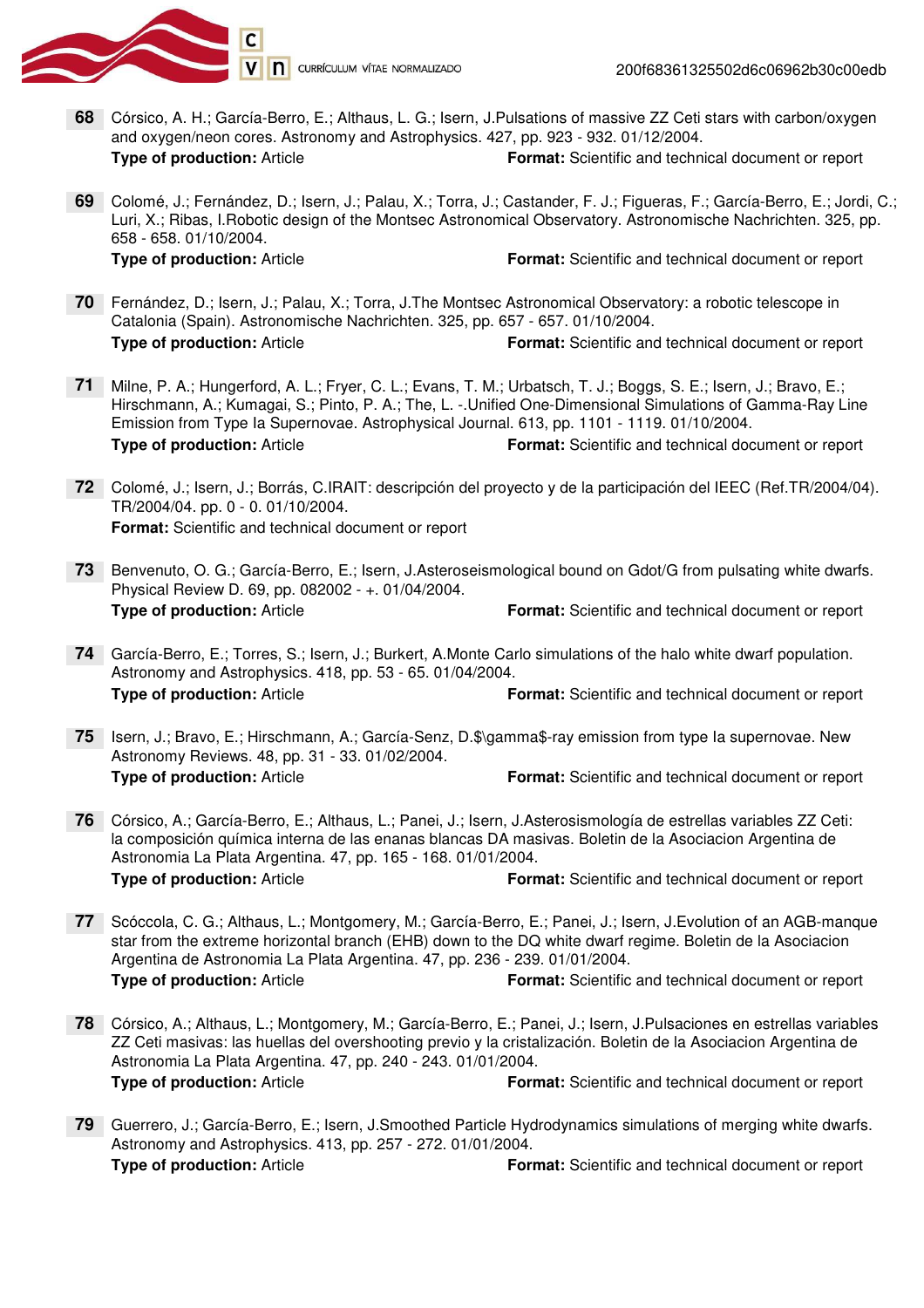68 Córsico, A. H.; García-Berro, E.; Althaus, L. G.; Isern, J.Pulsations of massive ZZ Ceti stars with carbon/oxygen and oxygen/neon cores. Astronomy and Astrophysics. 427, pp. 923 - 932. 01/12/2004.
**Type of production:** Article **Format:** Scientific and technical document or report

69 Colomé, J.; Fernández, D.; Isern, J.; Palau, X.; Torra, J.; Castander, F. J.; Figueras, F.; García-Berro, E.; Jordi, C.; Luri, X.; Ribas, I.Robotic design of the Montsec Astronomical Observatory. Astronomische Nachrichten. 325, pp. 658 - 658. 01/10/2004.
**Type of production:** Article **Format:** Scientific and technical document or report

70 Fernández, D.; Isern, J.; Palau, X.; Torra, J.The Montsec Astronomical Observatory: a robotic telescope in Catalonia (Spain). Astronomische Nachrichten. 325, pp. 657 - 657. 01/10/2004.
**Type of production:** Article **Format:** Scientific and technical document or report

71 Milne, P. A.; Hungerford, A. L.; Fryer, C. L.; Evans, T. M.; Urbatsch, T. J.; Boggs, S. E.; Isern, J.; Bravo, E.; Hirschmann, A.; Kumagai, S.; Pinto, P. A.; The, L. -.Unified One-Dimensional Simulations of Gamma-Ray Line Emission from Type Ia Supernovae. Astrophysical Journal. 613, pp. 1101 - 1119. 01/10/2004.
**Type of production:** Article **Format:** Scientific and technical document or report

72 Colomé, J.; Isern, J.; Borrás, C.IRAIT: descripción del proyecto y de la participación del IEEC (Ref.TR/2004/04). TR/2004/04. pp. 0 - 0. 01/10/2004.
**Format:** Scientific and technical document or report

73 Benvenuto, O. G.; García-Berro, E.; Isern, J.Asteroseismological bound on Gdot/G from pulsating white dwarfs. Physical Review D. 69, pp. 082002 - +. 01/04/2004.
**Type of production:** Article **Format:** Scientific and technical document or report

74 García-Berro, E.; Torres, S.; Isern, J.; Burkert, A.Monte Carlo simulations of the halo white dwarf population. Astronomy and Astrophysics. 418, pp. 53 - 65. 01/04/2004.
**Type of production:** Article **Format:** Scientific and technical document or report

75 Isern, J.; Bravo, E.; Hirschmann, A.; García-Senz, D.$\gamma$-ray emission from type Ia supernovae. New Astronomy Reviews. 48, pp. 31 - 33. 01/02/2004.
**Type of production:** Article **Format:** Scientific and technical document or report

76 Córsico, A.; García-Berro, E.; Althaus, L.; Panei, J.; Isern, J.Asterosismología de estrellas variables ZZ Ceti: la composición química interna de las enanas blancas DA masivas. Boletin de la Asociacion Argentina de Astronomia La Plata Argentina. 47, pp. 165 - 168. 01/01/2004.
**Type of production:** Article **Format:** Scientific and technical document or report

77 Scóccola, C. G.; Althaus, L.; Montgomery, M.; García-Berro, E.; Panei, J.; Isern, J.Evolution of an AGB-manque star from the extreme horizontal branch (EHB) down to the DQ white dwarf regime. Boletin de la Asociacion Argentina de Astronomia La Plata Argentina. 47, pp. 236 - 239. 01/01/2004.
**Type of production:** Article **Format:** Scientific and technical document or report

78 Córsico, A.; Althaus, L.; Montgomery, M.; García-Berro, E.; Panei, J.; Isern, J.Pulsaciones en estrellas variables ZZ Ceti masivas: las huellas del overshooting previo y la cristalización. Boletin de la Asociacion Argentina de Astronomia La Plata Argentina. 47, pp. 240 - 243. 01/01/2004.
**Type of production:** Article **Format:** Scientific and technical document or report

79 Guerrero, J.; García-Berro, E.; Isern, J.Smoothed Particle Hydrodynamics simulations of merging white dwarfs. Astronomy and Astrophysics. 413, pp. 257 - 272. 01/01/2004.
**Type of production:** Article **Format:** Scientific and technical document or report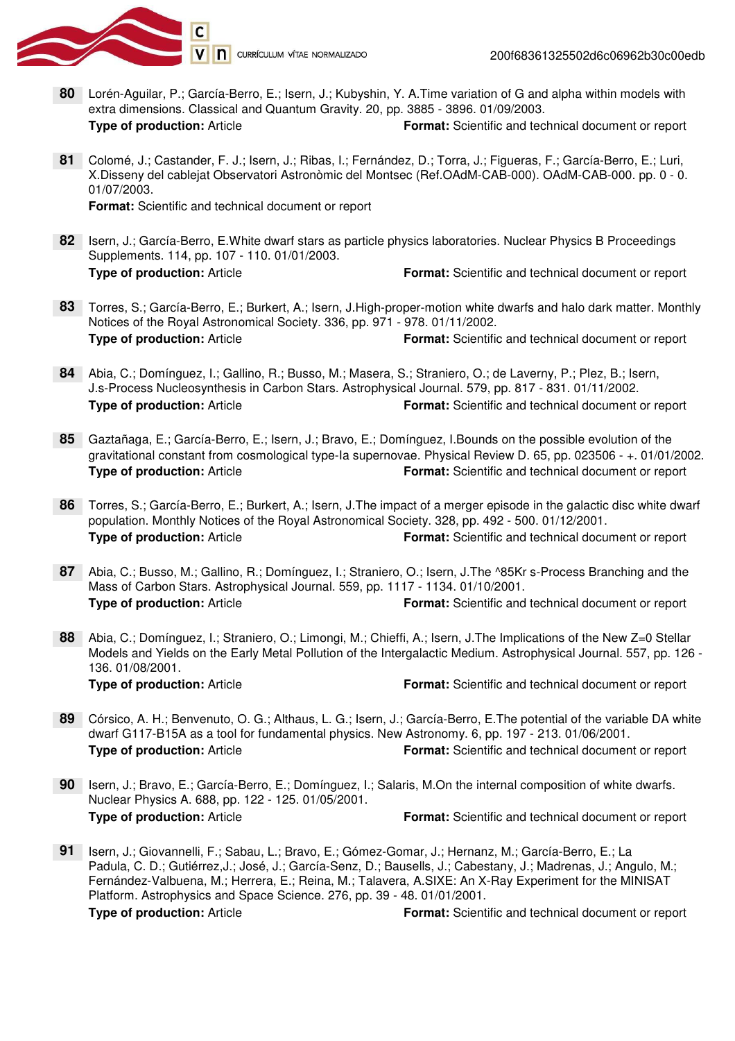**80** Lorén-Aguilar, P.; García-Berro, E.; Isern, J.; Kubyshin, Y. A.Time variation of G and alpha within models with extra dimensions. Classical and Quantum Gravity. 20, pp. 3885 - 3896. 01/09/2003.
**Type of production:** Article **Format:** Scientific and technical document or report

**81** Colomé, J.; Castander, F. J.; Isern, J.; Ribas, I.; Fernández, D.; Torra, J.; Figueras, F.; García-Berro, E.; Luri, X.Disseny del cablejat Observatori Astronòmic del Montsec (Ref.OAdM-CAB-000). OAdM-CAB-000. pp. 0 - 0. 01/07/2003.
**Format:** Scientific and technical document or report

**82** Isern, J.; García-Berro, E.White dwarf stars as particle physics laboratories. Nuclear Physics B Proceedings Supplements. 114, pp. 107 - 110. 01/01/2003.
**Type of production:** Article **Format:** Scientific and technical document or report

**83** Torres, S.; García-Berro, E.; Burkert, A.; Isern, J.High-proper-motion white dwarfs and halo dark matter. Monthly Notices of the Royal Astronomical Society. 336, pp. 971 - 978. 01/11/2002.
**Type of production:** Article **Format:** Scientific and technical document or report

**84** Abia, C.; Domínguez, I.; Gallino, R.; Busso, M.; Masera, S.; Straniero, O.; de Laverny, P.; Plez, B.; Isern, J.s-Process Nucleosynthesis in Carbon Stars. Astrophysical Journal. 579, pp. 817 - 831. 01/11/2002.
**Type of production:** Article **Format:** Scientific and technical document or report

**85** Gaztañaga, E.; García-Berro, E.; Isern, J.; Bravo, E.; Domínguez, I.Bounds on the possible evolution of the gravitational constant from cosmological type-Ia supernovae. Physical Review D. 65, pp. 023506 - +. 01/01/2002.
**Type of production:** Article **Format:** Scientific and technical document or report

**86** Torres, S.; García-Berro, E.; Burkert, A.; Isern, J.The impact of a merger episode in the galactic disc white dwarf population. Monthly Notices of the Royal Astronomical Society. 328, pp. 492 - 500. 01/12/2001.
**Type of production:** Article **Format:** Scientific and technical document or report

**87** Abia, C.; Busso, M.; Gallino, R.; Domínguez, I.; Straniero, O.; Isern, J.The ^85Kr s-Process Branching and the Mass of Carbon Stars. Astrophysical Journal. 559, pp. 1117 - 1134. 01/10/2001.
**Type of production:** Article **Format:** Scientific and technical document or report

**88** Abia, C.; Domínguez, I.; Straniero, O.; Limongi, M.; Chieffi, A.; Isern, J.The Implications of the New Z=0 Stellar Models and Yields on the Early Metal Pollution of the Intergalactic Medium. Astrophysical Journal. 557, pp. 126 - 136. 01/08/2001.
**Type of production:** Article **Format:** Scientific and technical document or report

**89** Córsico, A. H.; Benvenuto, O. G.; Althaus, L. G.; Isern, J.; García-Berro, E.The potential of the variable DA white dwarf G117-B15A as a tool for fundamental physics. New Astronomy. 6, pp. 197 - 213. 01/06/2001.
**Type of production:** Article **Format:** Scientific and technical document or report

**90** Isern, J.; Bravo, E.; García-Berro, E.; Domínguez, I.; Salaris, M.On the internal composition of white dwarfs. Nuclear Physics A. 688, pp. 122 - 125. 01/05/2001.
**Type of production:** Article **Format:** Scientific and technical document or report

**91** Isern, J.; Giovannelli, F.; Sabau, L.; Bravo, E.; Gómez-Gomar, J.; Hernanz, M.; García-Berro, E.; La Padula, C. D.; Gutiérrez,J.; José, J.; García-Senz, D.; Bausells, J.; Cabestany, J.; Madrenas, J.; Angulo, M.; Fernández-Valbuena, M.; Herrera, E.; Reina, M.; Talavera, A.SIXE: An X-Ray Experiment for the MINISAT Platform. Astrophysics and Space Science. 276, pp. 39 - 48. 01/01/2001.
**Type of production:** Article **Format:** Scientific and technical document or report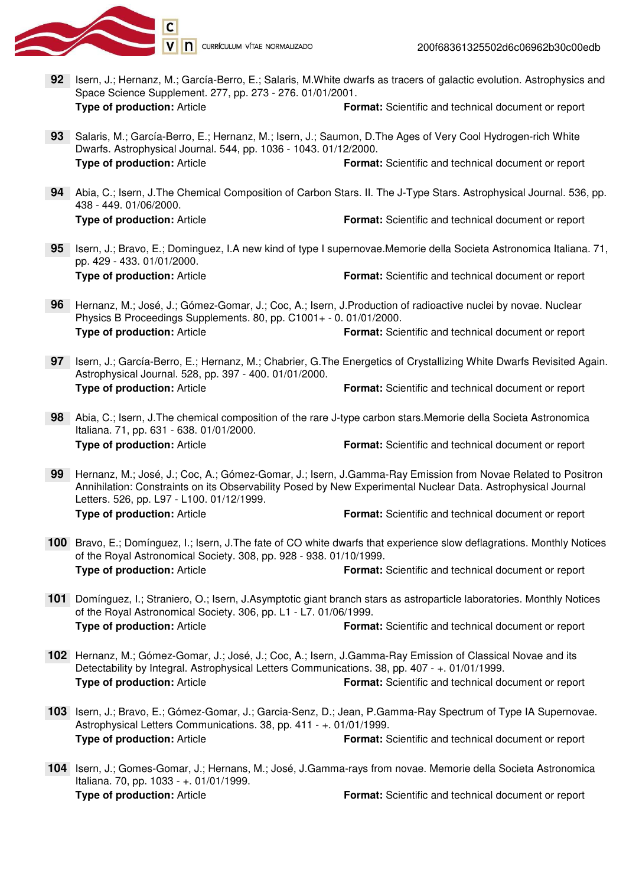**92** Isern, J.; Hernanz, M.; García-Berro, E.; Salaris, M.White dwarfs as tracers of galactic evolution. Astrophysics and Space Science Supplement. 277, pp. 273 - 276. 01/01/2001.
**Type of production:** Article **Format:** Scientific and technical document or report

**93** Salaris, M.; García-Berro, E.; Hernanz, M.; Isern, J.; Saumon, D.The Ages of Very Cool Hydrogen-rich White Dwarfs. Astrophysical Journal. 544, pp. 1036 - 1043. 01/12/2000.
**Type of production:** Article **Format:** Scientific and technical document or report

**94** Abia, C.; Isern, J.The Chemical Composition of Carbon Stars. II. The J-Type Stars. Astrophysical Journal. 536, pp. 438 - 449. 01/06/2000.
**Type of production:** Article **Format:** Scientific and technical document or report

**95** Isern, J.; Bravo, E.; Dominguez, I.A new kind of type I supernovae.Memorie della Societa Astronomica Italiana. 71, pp. 429 - 433. 01/01/2000.
**Type of production:** Article **Format:** Scientific and technical document or report

**96** Hernanz, M.; José, J.; Gómez-Gomar, J.; Coc, A.; Isern, J.Production of radioactive nuclei by novae. Nuclear Physics B Proceedings Supplements. 80, pp. C1001+ - 0. 01/01/2000.
**Type of production:** Article **Format:** Scientific and technical document or report

**97** Isern, J.; García-Berro, E.; Hernanz, M.; Chabrier, G.The Energetics of Crystallizing White Dwarfs Revisited Again. Astrophysical Journal. 528, pp. 397 - 400. 01/01/2000.
**Type of production:** Article **Format:** Scientific and technical document or report

**98** Abia, C.; Isern, J.The chemical composition of the rare J-type carbon stars.Memorie della Societa Astronomica Italiana. 71, pp. 631 - 638. 01/01/2000.
**Type of production:** Article **Format:** Scientific and technical document or report

**99** Hernanz, M.; José, J.; Coc, A.; Gómez-Gomar, J.; Isern, J.Gamma-Ray Emission from Novae Related to Positron Annihilation: Constraints on its Observability Posed by New Experimental Nuclear Data. Astrophysical Journal Letters. 526, pp. L97 - L100. 01/12/1999.
**Type of production:** Article **Format:** Scientific and technical document or report

**100** Bravo, E.; Domínguez, I.; Isern, J.The fate of CO white dwarfs that experience slow deflagrations. Monthly Notices of the Royal Astronomical Society. 308, pp. 928 - 938. 01/10/1999.
**Type of production:** Article **Format:** Scientific and technical document or report

**101** Domínguez, I.; Straniero, O.; Isern, J.Asymptotic giant branch stars as astroparticle laboratories. Monthly Notices of the Royal Astronomical Society. 306, pp. L1 - L7. 01/06/1999.
**Type of production:** Article **Format:** Scientific and technical document or report

**102** Hernanz, M.; Gómez-Gomar, J.; José, J.; Coc, A.; Isern, J.Gamma-Ray Emission of Classical Novae and its Detectability by Integral. Astrophysical Letters Communications. 38, pp. 407 - +. 01/01/1999.
**Type of production:** Article **Format:** Scientific and technical document or report

**103** Isern, J.; Bravo, E.; Gómez-Gomar, J.; Garcia-Senz, D.; Jean, P.Gamma-Ray Spectrum of Type IA Supernovae. Astrophysical Letters Communications. 38, pp. 411 - +. 01/01/1999.
**Type of production:** Article **Format:** Scientific and technical document or report

**104** Isern, J.; Gomes-Gomar, J.; Hernans, M.; José, J.Gamma-rays from novae. Memorie della Societa Astronomica Italiana. 70, pp. 1033 - +. 01/01/1999.
**Type of production:** Article **Format:** Scientific and technical document or report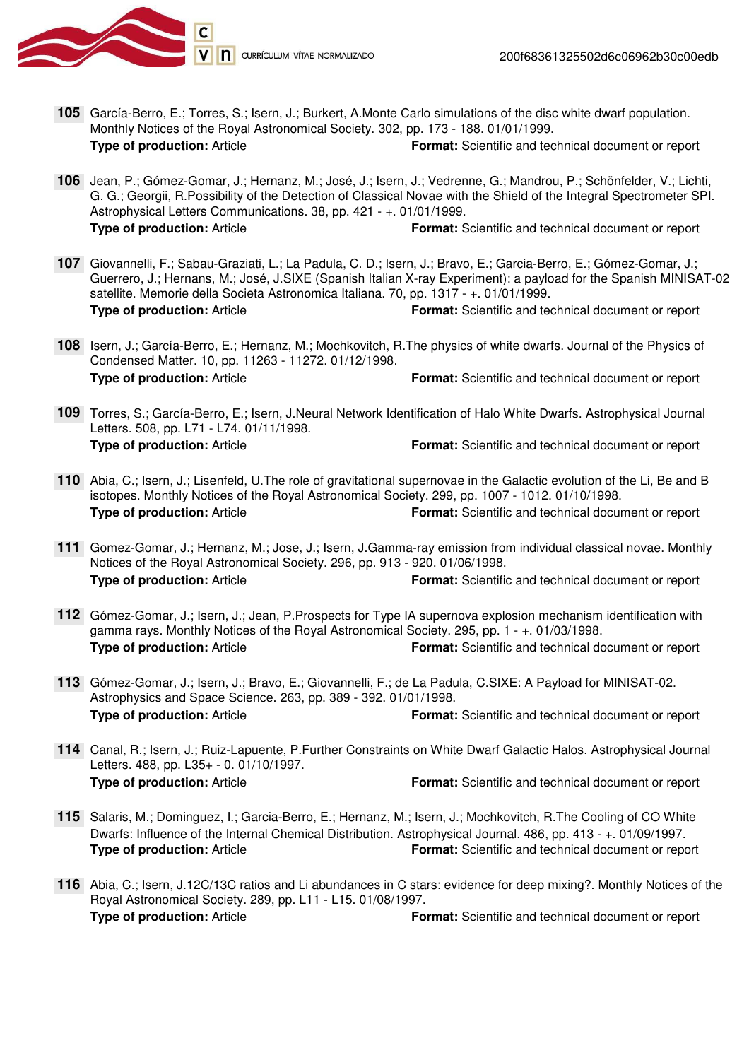**105** García-Berro, E.; Torres, S.; Isern, J.; Burkert, A.Monte Carlo simulations of the disc white dwarf population. Monthly Notices of the Royal Astronomical Society. 302, pp. 173 - 188. 01/01/1999.
**Type of production:** Article **Format:** Scientific and technical document or report

**106** Jean, P.; Gómez-Gomar, J.; Hernanz, M.; José, J.; Isern, J.; Vedrenne, G.; Mandrou, P.; Schönfelder, V.; Lichti, G. G.; Georgii, R.Possibility of the Detection of Classical Novae with the Shield of the Integral Spectrometer SPI. Astrophysical Letters Communications. 38, pp. 421 - +. 01/01/1999.
**Type of production:** Article **Format:** Scientific and technical document or report

**107** Giovannelli, F.; Sabau-Graziati, L.; La Padula, C. D.; Isern, J.; Bravo, E.; Garcia-Berro, E.; Gómez-Gomar, J.; Guerrero, J.; Hernans, M.; José, J.SIXE (Spanish Italian X-ray Experiment): a payload for the Spanish MINISAT-02 satellite. Memorie della Societa Astronomica Italiana. 70, pp. 1317 - +. 01/01/1999.
**Type of production:** Article **Format:** Scientific and technical document or report

**108** Isern, J.; García-Berro, E.; Hernanz, M.; Mochkovitch, R.The physics of white dwarfs. Journal of the Physics of Condensed Matter. 10, pp. 11263 - 11272. 01/12/1998.
**Type of production:** Article **Format:** Scientific and technical document or report

**109** Torres, S.; García-Berro, E.; Isern, J.Neural Network Identification of Halo White Dwarfs. Astrophysical Journal Letters. 508, pp. L71 - L74. 01/11/1998.
**Type of production:** Article **Format:** Scientific and technical document or report

**110** Abia, C.; Isern, J.; Lisenfeld, U.The role of gravitational supernovae in the Galactic evolution of the Li, Be and B isotopes. Monthly Notices of the Royal Astronomical Society. 299, pp. 1007 - 1012. 01/10/1998.
**Type of production:** Article **Format:** Scientific and technical document or report

**111** Gomez-Gomar, J.; Hernanz, M.; Jose, J.; Isern, J.Gamma-ray emission from individual classical novae. Monthly Notices of the Royal Astronomical Society. 296, pp. 913 - 920. 01/06/1998.
**Type of production:** Article **Format:** Scientific and technical document or report

**112** Gómez-Gomar, J.; Isern, J.; Jean, P.Prospects for Type IA supernova explosion mechanism identification with gamma rays. Monthly Notices of the Royal Astronomical Society. 295, pp. 1 - +. 01/03/1998.
**Type of production:** Article **Format:** Scientific and technical document or report

**113** Gómez-Gomar, J.; Isern, J.; Bravo, E.; Giovannelli, F.; de La Padula, C.SIXE: A Payload for MINISAT-02. Astrophysics and Space Science. 263, pp. 389 - 392. 01/01/1998.
**Type of production:** Article **Format:** Scientific and technical document or report

**114** Canal, R.; Isern, J.; Ruiz-Lapuente, P.Further Constraints on White Dwarf Galactic Halos. Astrophysical Journal Letters. 488, pp. L35+ - 0. 01/10/1997.
**Type of production:** Article **Format:** Scientific and technical document or report

**115** Salaris, M.; Dominguez, I.; Garcia-Berro, E.; Hernanz, M.; Isern, J.; Mochkovitch, R.The Cooling of CO White Dwarfs: Influence of the Internal Chemical Distribution. Astrophysical Journal. 486, pp. 413 - +. 01/09/1997.
**Type of production:** Article **Format:** Scientific and technical document or report

**116** Abia, C.; Isern, J.12C/13C ratios and Li abundances in C stars: evidence for deep mixing?. Monthly Notices of the Royal Astronomical Society. 289, pp. L11 - L15. 01/08/1997.
**Type of production:** Article **Format:** Scientific and technical document or report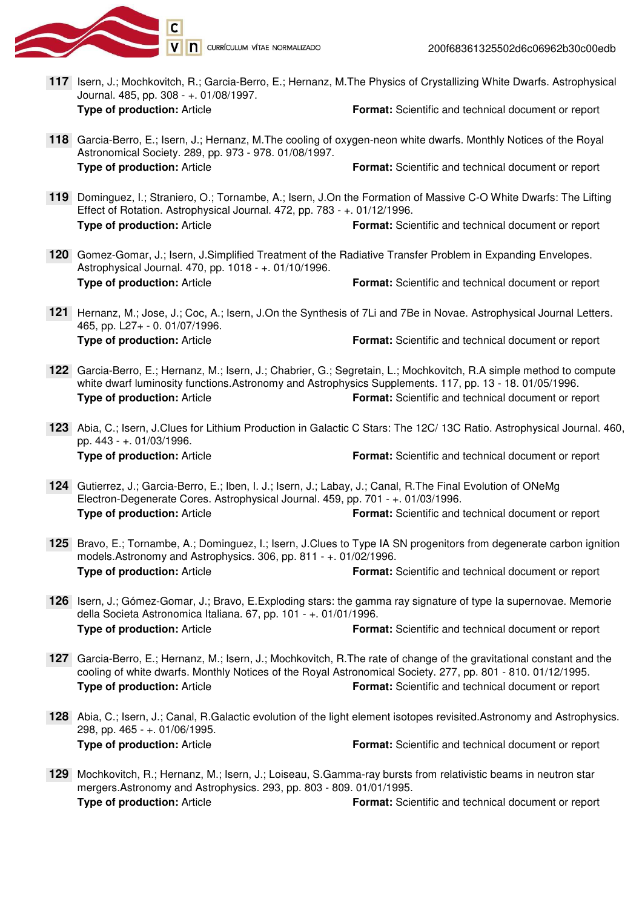**117** Isern, J.; Mochkovitch, R.; Garcia-Berro, E.; Hernanz, M.The Physics of Crystallizing White Dwarfs. Astrophysical Journal. 485, pp. 308 - +. 01/08/1997.
**Type of production:** Article **Format:** Scientific and technical document or report

**118** Garcia-Berro, E.; Isern, J.; Hernanz, M.The cooling of oxygen-neon white dwarfs. Monthly Notices of the Royal Astronomical Society. 289, pp. 973 - 978. 01/08/1997.
**Type of production:** Article **Format:** Scientific and technical document or report

**119** Dominguez, I.; Straniero, O.; Tornambe, A.; Isern, J.On the Formation of Massive C-O White Dwarfs: The Lifting Effect of Rotation. Astrophysical Journal. 472, pp. 783 - +. 01/12/1996.
**Type of production:** Article **Format:** Scientific and technical document or report

**120** Gomez-Gomar, J.; Isern, J.Simplified Treatment of the Radiative Transfer Problem in Expanding Envelopes. Astrophysical Journal. 470, pp. 1018 - +. 01/10/1996.
**Type of production:** Article **Format:** Scientific and technical document or report

**121** Hernanz, M.; Jose, J.; Coc, A.; Isern, J.On the Synthesis of 7Li and 7Be in Novae. Astrophysical Journal Letters. 465, pp. L27+ - 0. 01/07/1996.
**Type of production:** Article **Format:** Scientific and technical document or report

**122** Garcia-Berro, E.; Hernanz, M.; Isern, J.; Chabrier, G.; Segretain, L.; Mochkovitch, R.A simple method to compute white dwarf luminosity functions.Astronomy and Astrophysics Supplements. 117, pp. 13 - 18. 01/05/1996.
**Type of production:** Article **Format:** Scientific and technical document or report

**123** Abia, C.; Isern, J.Clues for Lithium Production in Galactic C Stars: The 12C/ 13C Ratio. Astrophysical Journal. 460, pp. 443 - +. 01/03/1996.
**Type of production:** Article **Format:** Scientific and technical document or report

**124** Gutierrez, J.; Garcia-Berro, E.; Iben, I. J.; Isern, J.; Labay, J.; Canal, R.The Final Evolution of ONeMg Electron-Degenerate Cores. Astrophysical Journal. 459, pp. 701 - +. 01/03/1996.
**Type of production:** Article **Format:** Scientific and technical document or report

**125** Bravo, E.; Tornambe, A.; Dominguez, I.; Isern, J.Clues to Type IA SN progenitors from degenerate carbon ignition models.Astronomy and Astrophysics. 306, pp. 811 - +. 01/02/1996.
**Type of production:** Article **Format:** Scientific and technical document or report

**126** Isern, J.; Gómez-Gomar, J.; Bravo, E.Exploding stars: the gamma ray signature of type Ia supernovae. Memorie della Societa Astronomica Italiana. 67, pp. 101 - +. 01/01/1996.
**Type of production:** Article **Format:** Scientific and technical document or report

**127** Garcia-Berro, E.; Hernanz, M.; Isern, J.; Mochkovitch, R.The rate of change of the gravitational constant and the cooling of white dwarfs. Monthly Notices of the Royal Astronomical Society. 277, pp. 801 - 810. 01/12/1995.
**Type of production:** Article **Format:** Scientific and technical document or report

**128** Abia, C.; Isern, J.; Canal, R.Galactic evolution of the light element isotopes revisited.Astronomy and Astrophysics. 298, pp. 465 - +. 01/06/1995.
**Type of production:** Article **Format:** Scientific and technical document or report

**129** Mochkovitch, R.; Hernanz, M.; Isern, J.; Loiseau, S.Gamma-ray bursts from relativistic beams in neutron star mergers.Astronomy and Astrophysics. 293, pp. 803 - 809. 01/01/1995.
**Type of production:** Article **Format:** Scientific and technical document or report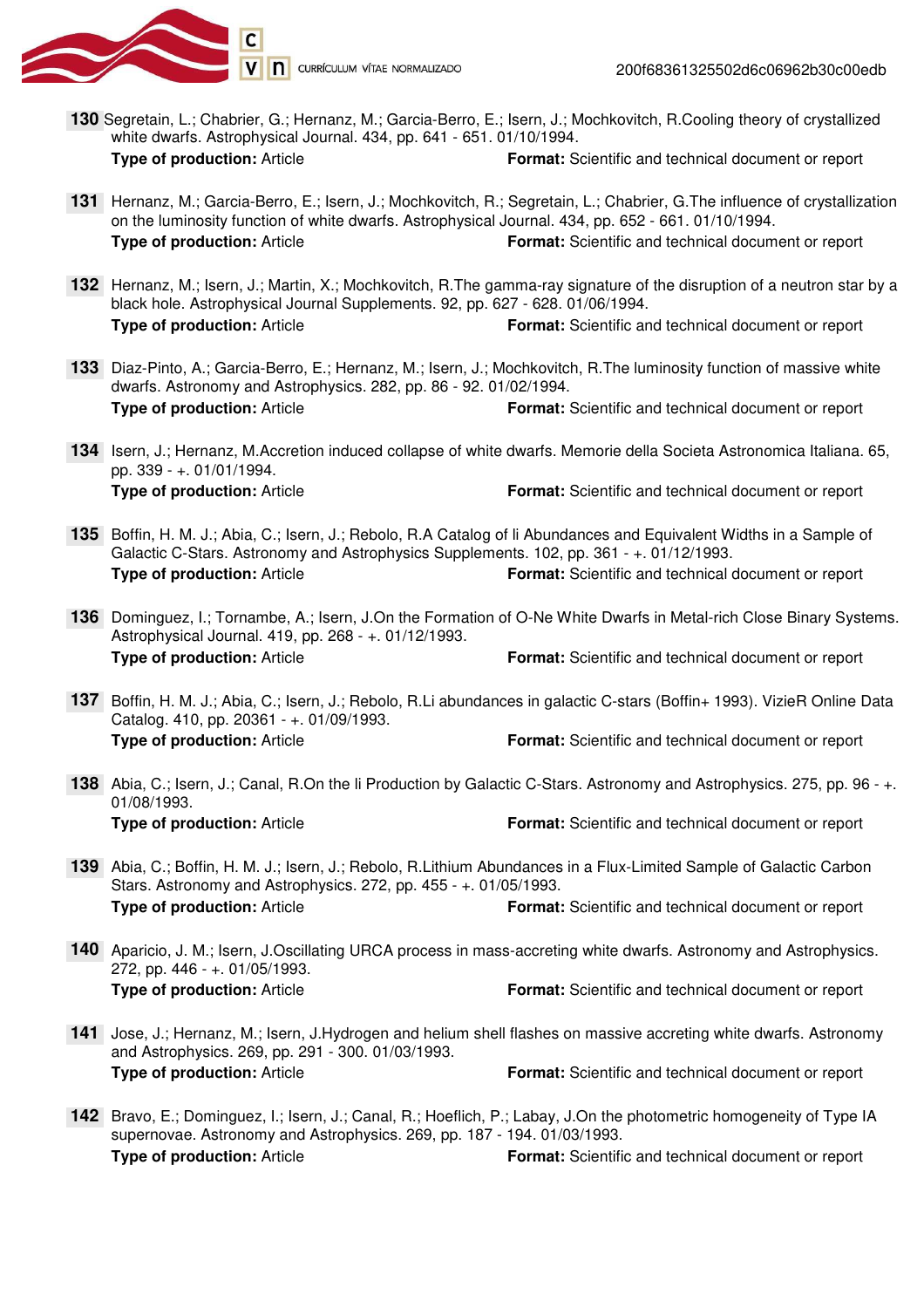**130** Segretain, L.; Chabrier, G.; Hernanz, M.; Garcia-Berro, E.; Isern, J.; Mochkovitch, R.Cooling theory of crystallized white dwarfs. Astrophysical Journal. 434, pp. 641 - 651. 01/10/1994.
**Type of production:** Article **Format:** Scientific and technical document or report

**131** Hernanz, M.; Garcia-Berro, E.; Isern, J.; Mochkovitch, R.; Segretain, L.; Chabrier, G.The influence of crystallization on the luminosity function of white dwarfs. Astrophysical Journal. 434, pp. 652 - 661. 01/10/1994.
**Type of production:** Article **Format:** Scientific and technical document or report

**132** Hernanz, M.; Isern, J.; Martin, X.; Mochkovitch, R.The gamma-ray signature of the disruption of a neutron star by a black hole. Astrophysical Journal Supplements. 92, pp. 627 - 628. 01/06/1994.
**Type of production:** Article **Format:** Scientific and technical document or report

**133** Diaz-Pinto, A.; Garcia-Berro, E.; Hernanz, M.; Isern, J.; Mochkovitch, R.The luminosity function of massive white dwarfs. Astronomy and Astrophysics. 282, pp. 86 - 92. 01/02/1994.
**Type of production:** Article **Format:** Scientific and technical document or report

**134** Isern, J.; Hernanz, M.Accretion induced collapse of white dwarfs. Memorie della Societa Astronomica Italiana. 65, pp. 339 - +. 01/01/1994.
**Type of production:** Article **Format:** Scientific and technical document or report

**135** Boffin, H. M. J.; Abia, C.; Isern, J.; Rebolo, R.A Catalog of li Abundances and Equivalent Widths in a Sample of Galactic C-Stars. Astronomy and Astrophysics Supplements. 102, pp. 361 - +. 01/12/1993.
**Type of production:** Article **Format:** Scientific and technical document or report

**136** Dominguez, I.; Tornambe, A.; Isern, J.On the Formation of O-Ne White Dwarfs in Metal-rich Close Binary Systems. Astrophysical Journal. 419, pp. 268 - +. 01/12/1993.
**Type of production:** Article **Format:** Scientific and technical document or report

**137** Boffin, H. M. J.; Abia, C.; Isern, J.; Rebolo, R.Li abundances in galactic C-stars (Boffin+ 1993). VizieR Online Data Catalog. 410, pp. 20361 - +. 01/09/1993.
**Type of production:** Article **Format:** Scientific and technical document or report

**138** Abia, C.; Isern, J.; Canal, R.On the li Production by Galactic C-Stars. Astronomy and Astrophysics. 275, pp. 96 - +. 01/08/1993.
**Type of production:** Article **Format:** Scientific and technical document or report

**139** Abia, C.; Boffin, H. M. J.; Isern, J.; Rebolo, R.Lithium Abundances in a Flux-Limited Sample of Galactic Carbon Stars. Astronomy and Astrophysics. 272, pp. 455 - +. 01/05/1993.
**Type of production:** Article **Format:** Scientific and technical document or report

**140** Aparicio, J. M.; Isern, J.Oscillating URCA process in mass-accreting white dwarfs. Astronomy and Astrophysics. 272, pp. 446 - +. 01/05/1993.
**Type of production:** Article **Format:** Scientific and technical document or report

**141** Jose, J.; Hernanz, M.; Isern, J.Hydrogen and helium shell flashes on massive accreting white dwarfs. Astronomy and Astrophysics. 269, pp. 291 - 300. 01/03/1993.
**Type of production:** Article **Format:** Scientific and technical document or report

**142** Bravo, E.; Dominguez, I.; Isern, J.; Canal, R.; Hoeflich, P.; Labay, J.On the photometric homogeneity of Type IA supernovae. Astronomy and Astrophysics. 269, pp. 187 - 194. 01/03/1993.
**Type of production:** Article **Format:** Scientific and technical document or report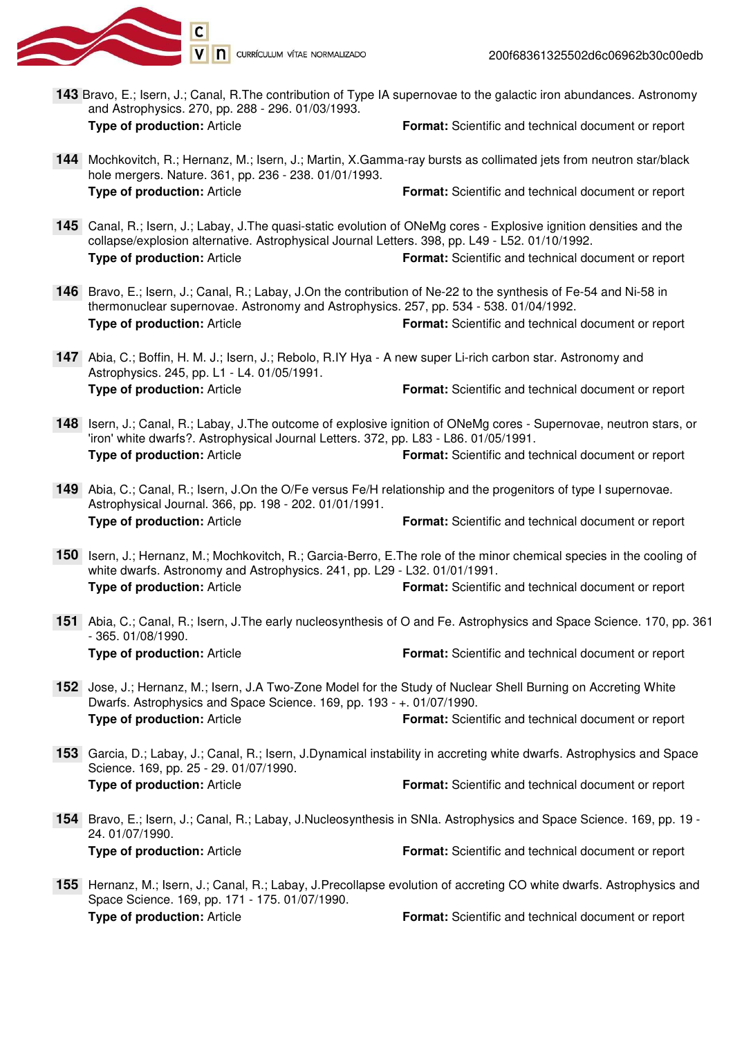**143** Bravo, E.; Isern, J.; Canal, R.The contribution of Type IA supernovae to the galactic iron abundances. Astronomy and Astrophysics. 270, pp. 288 - 296. 01/03/1993.
**Type of production:** Article **Format:** Scientific and technical document or report

**144** Mochkovitch, R.; Hernanz, M.; Isern, J.; Martin, X.Gamma-ray bursts as collimated jets from neutron star/black hole mergers. Nature. 361, pp. 236 - 238. 01/01/1993.
**Type of production:** Article **Format:** Scientific and technical document or report

**145** Canal, R.; Isern, J.; Labay, J.The quasi-static evolution of ONeMg cores - Explosive ignition densities and the collapse/explosion alternative. Astrophysical Journal Letters. 398, pp. L49 - L52. 01/10/1992.
**Type of production:** Article **Format:** Scientific and technical document or report

**146** Bravo, E.; Isern, J.; Canal, R.; Labay, J.On the contribution of Ne-22 to the synthesis of Fe-54 and Ni-58 in thermonuclear supernovae. Astronomy and Astrophysics. 257, pp. 534 - 538. 01/04/1992.
**Type of production:** Article **Format:** Scientific and technical document or report

**147** Abia, C.; Boffin, H. M. J.; Isern, J.; Rebolo, R.IY Hya - A new super Li-rich carbon star. Astronomy and Astrophysics. 245, pp. L1 - L4. 01/05/1991.
**Type of production:** Article **Format:** Scientific and technical document or report

**148** Isern, J.; Canal, R.; Labay, J.The outcome of explosive ignition of ONeMg cores - Supernovae, neutron stars, or 'iron' white dwarfs?. Astrophysical Journal Letters. 372, pp. L83 - L86. 01/05/1991.
**Type of production:** Article **Format:** Scientific and technical document or report

**149** Abia, C.; Canal, R.; Isern, J.On the O/Fe versus Fe/H relationship and the progenitors of type I supernovae. Astrophysical Journal. 366, pp. 198 - 202. 01/01/1991.
**Type of production:** Article **Format:** Scientific and technical document or report

**150** Isern, J.; Hernanz, M.; Mochkovitch, R.; Garcia-Berro, E.The role of the minor chemical species in the cooling of white dwarfs. Astronomy and Astrophysics. 241, pp. L29 - L32. 01/01/1991.
**Type of production:** Article **Format:** Scientific and technical document or report

**151** Abia, C.; Canal, R.; Isern, J.The early nucleosynthesis of O and Fe. Astrophysics and Space Science. 170, pp. 361 - 365. 01/08/1990.
**Type of production:** Article **Format:** Scientific and technical document or report

**152** Jose, J.; Hernanz, M.; Isern, J.A Two-Zone Model for the Study of Nuclear Shell Burning on Accreting White Dwarfs. Astrophysics and Space Science. 169, pp. 193 - +. 01/07/1990.
**Type of production:** Article **Format:** Scientific and technical document or report

**153** Garcia, D.; Labay, J.; Canal, R.; Isern, J.Dynamical instability in accreting white dwarfs. Astrophysics and Space Science. 169, pp. 25 - 29. 01/07/1990.
**Type of production:** Article **Format:** Scientific and technical document or report

**154** Bravo, E.; Isern, J.; Canal, R.; Labay, J.Nucleosynthesis in SNIa. Astrophysics and Space Science. 169, pp. 19 - 24. 01/07/1990.
**Type of production:** Article **Format:** Scientific and technical document or report

**155** Hernanz, M.; Isern, J.; Canal, R.; Labay, J.Precollapse evolution of accreting CO white dwarfs. Astrophysics and Space Science. 169, pp. 171 - 175. 01/07/1990.
**Type of production:** Article **Format:** Scientific and technical document or report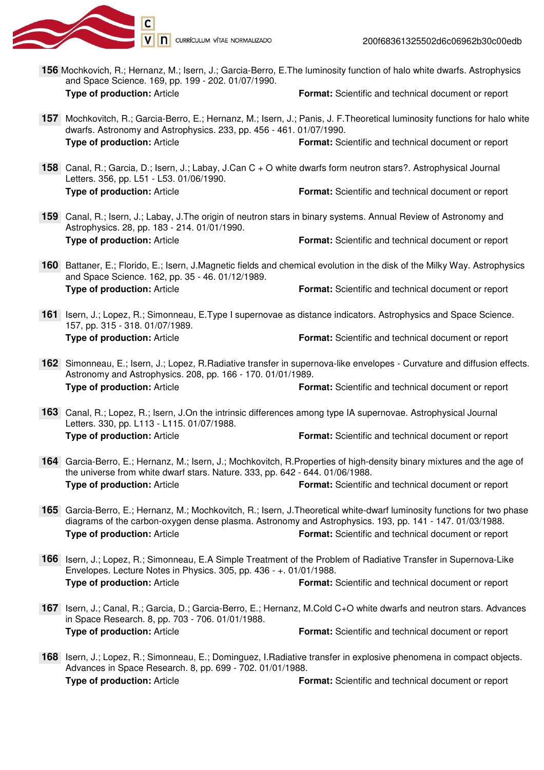**156** Mochkovich, R.; Hernanz, M.; Isern, J.; Garcia-Berro, E.The luminosity function of halo white dwarfs. Astrophysics and Space Science. 169, pp. 199 - 202. 01/07/1990.
**Type of production:** Article **Format:** Scientific and technical document or report

**157** Mochkovitch, R.; Garcia-Berro, E.; Hernanz, M.; Isern, J.; Panis, J. F.Theoretical luminosity functions for halo white dwarfs. Astronomy and Astrophysics. 233, pp. 456 - 461. 01/07/1990.
**Type of production:** Article **Format:** Scientific and technical document or report

**158** Canal, R.; Garcia, D.; Isern, J.; Labay, J.Can C + O white dwarfs form neutron stars?. Astrophysical Journal Letters. 356, pp. L51 - L53. 01/06/1990.
**Type of production:** Article **Format:** Scientific and technical document or report

**159** Canal, R.; Isern, J.; Labay, J.The origin of neutron stars in binary systems. Annual Review of Astronomy and Astrophysics. 28, pp. 183 - 214. 01/01/1990.
**Type of production:** Article **Format:** Scientific and technical document or report

**160** Battaner, E.; Florido, E.; Isern, J.Magnetic fields and chemical evolution in the disk of the Milky Way. Astrophysics and Space Science. 162, pp. 35 - 46. 01/12/1989.
**Type of production:** Article **Format:** Scientific and technical document or report

**161** Isern, J.; Lopez, R.; Simonneau, E.Type I supernovae as distance indicators. Astrophysics and Space Science. 157, pp. 315 - 318. 01/07/1989.
**Type of production:** Article **Format:** Scientific and technical document or report

**162** Simonneau, E.; Isern, J.; Lopez, R.Radiative transfer in supernova-like envelopes - Curvature and diffusion effects. Astronomy and Astrophysics. 208, pp. 166 - 170. 01/01/1989.
**Type of production:** Article **Format:** Scientific and technical document or report

**163** Canal, R.; Lopez, R.; Isern, J.On the intrinsic differences among type IA supernovae. Astrophysical Journal Letters. 330, pp. L113 - L115. 01/07/1988.
**Type of production:** Article **Format:** Scientific and technical document or report

**164** Garcia-Berro, E.; Hernanz, M.; Isern, J.; Mochkovitch, R.Properties of high-density binary mixtures and the age of the universe from white dwarf stars. Nature. 333, pp. 642 - 644. 01/06/1988.
**Type of production:** Article **Format:** Scientific and technical document or report

**165** Garcia-Berro, E.; Hernanz, M.; Mochkovitch, R.; Isern, J.Theoretical white-dwarf luminosity functions for two phase diagrams of the carbon-oxygen dense plasma. Astronomy and Astrophysics. 193, pp. 141 - 147. 01/03/1988.
**Type of production:** Article **Format:** Scientific and technical document or report

**166** Isern, J.; Lopez, R.; Simonneau, E.A Simple Treatment of the Problem of Radiative Transfer in Supernova-Like Envelopes. Lecture Notes in Physics. 305, pp. 436 - +. 01/01/1988.
**Type of production:** Article **Format:** Scientific and technical document or report

**167** Isern, J.; Canal, R.; Garcia, D.; Garcia-Berro, E.; Hernanz, M.Cold C+O white dwarfs and neutron stars. Advances in Space Research. 8, pp. 703 - 706. 01/01/1988.
**Type of production:** Article **Format:** Scientific and technical document or report

**168** Isern, J.; Lopez, R.; Simonneau, E.; Dominguez, I.Radiative transfer in explosive phenomena in compact objects. Advances in Space Research. 8, pp. 699 - 702. 01/01/1988.
**Type of production:** Article **Format:** Scientific and technical document or report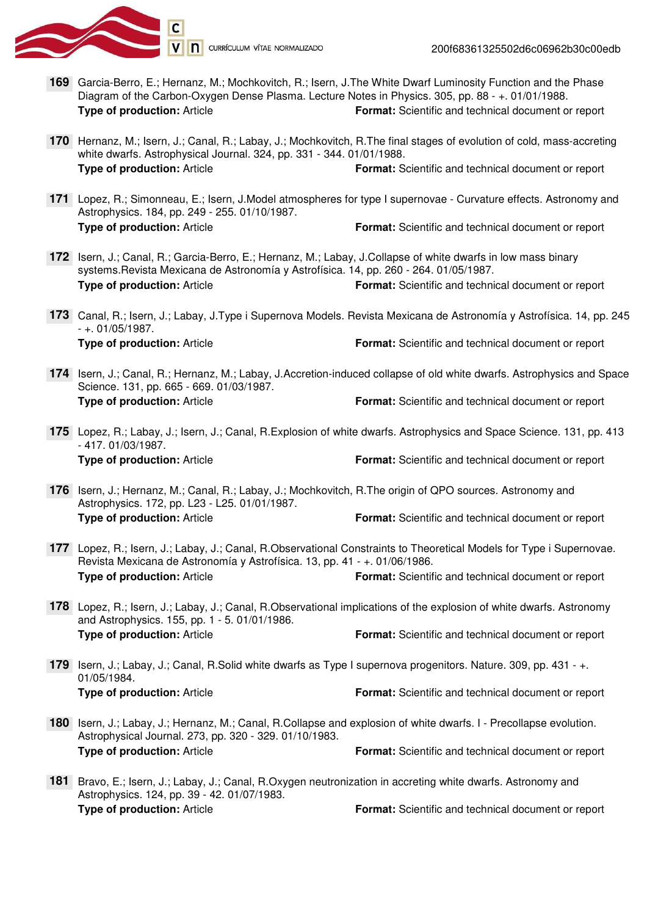**169** Garcia-Berro, E.; Hernanz, M.; Mochkovitch, R.; Isern, J.The White Dwarf Luminosity Function and the Phase Diagram of the Carbon-Oxygen Dense Plasma. Lecture Notes in Physics. 305, pp. 88 - +. 01/01/1988.
**Type of production:** Article **Format:** Scientific and technical document or report

**170** Hernanz, M.; Isern, J.; Canal, R.; Labay, J.; Mochkovitch, R.The final stages of evolution of cold, mass-accreting white dwarfs. Astrophysical Journal. 324, pp. 331 - 344. 01/01/1988.
**Type of production:** Article **Format:** Scientific and technical document or report

**171** Lopez, R.; Simonneau, E.; Isern, J.Model atmospheres for type I supernovae - Curvature effects. Astronomy and Astrophysics. 184, pp. 249 - 255. 01/10/1987.
**Type of production:** Article **Format:** Scientific and technical document or report

**172** Isern, J.; Canal, R.; Garcia-Berro, E.; Hernanz, M.; Labay, J.Collapse of white dwarfs in low mass binary systems.Revista Mexicana de Astronomía y Astrofísica. 14, pp. 260 - 264. 01/05/1987.
**Type of production:** Article **Format:** Scientific and technical document or report

**173** Canal, R.; Isern, J.; Labay, J.Type i Supernova Models. Revista Mexicana de Astronomía y Astrofísica. 14, pp. 245 - +. 01/05/1987.
**Type of production:** Article **Format:** Scientific and technical document or report

**174** Isern, J.; Canal, R.; Hernanz, M.; Labay, J.Accretion-induced collapse of old white dwarfs. Astrophysics and Space Science. 131, pp. 665 - 669. 01/03/1987.
**Type of production:** Article **Format:** Scientific and technical document or report

**175** Lopez, R.; Labay, J.; Isern, J.; Canal, R.Explosion of white dwarfs. Astrophysics and Space Science. 131, pp. 413 - 417. 01/03/1987.
**Type of production:** Article **Format:** Scientific and technical document or report

**176** Isern, J.; Hernanz, M.; Canal, R.; Labay, J.; Mochkovitch, R.The origin of QPO sources. Astronomy and Astrophysics. 172, pp. L23 - L25. 01/01/1987.
**Type of production:** Article **Format:** Scientific and technical document or report

**177** Lopez, R.; Isern, J.; Labay, J.; Canal, R.Observational Constraints to Theoretical Models for Type i Supernovae. Revista Mexicana de Astronomía y Astrofísica. 13, pp. 41 - +. 01/06/1986.
**Type of production:** Article **Format:** Scientific and technical document or report

**178** Lopez, R.; Isern, J.; Labay, J.; Canal, R.Observational implications of the explosion of white dwarfs. Astronomy and Astrophysics. 155, pp. 1 - 5. 01/01/1986.
**Type of production:** Article **Format:** Scientific and technical document or report

**179** Isern, J.; Labay, J.; Canal, R.Solid white dwarfs as Type I supernova progenitors. Nature. 309, pp. 431 - +. 01/05/1984.
**Type of production:** Article **Format:** Scientific and technical document or report

**180** Isern, J.; Labay, J.; Hernanz, M.; Canal, R.Collapse and explosion of white dwarfs. I - Precollapse evolution. Astrophysical Journal. 273, pp. 320 - 329. 01/10/1983.
**Type of production:** Article **Format:** Scientific and technical document or report

**181** Bravo, E.; Isern, J.; Labay, J.; Canal, R.Oxygen neutronization in accreting white dwarfs. Astronomy and Astrophysics. 124, pp. 39 - 42. 01/07/1983.
**Type of production:** Article **Format:** Scientific and technical document or report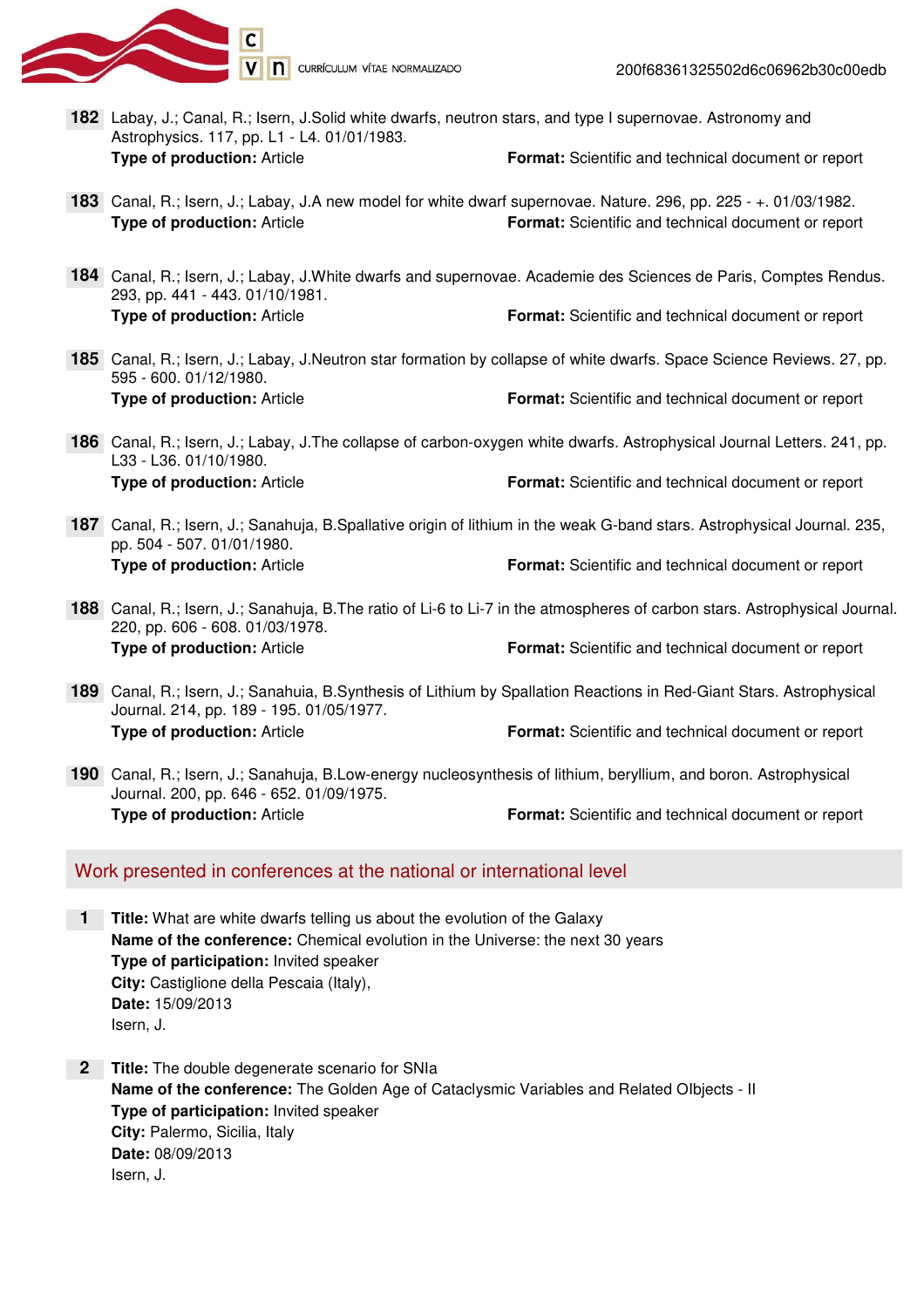**182** Labay, J.; Canal, R.; Isern, J.Solid white dwarfs, neutron stars, and type I supernovae. Astronomy and Astrophysics. 117, pp. L1 - L4. 01/01/1983.
**Type of production:** Article **Format:** Scientific and technical document or report

**183** Canal, R.; Isern, J.; Labay, J.A new model for white dwarf supernovae. Nature. 296, pp. 225 - +. 01/03/1982.
**Type of production:** Article **Format:** Scientific and technical document or report

**184** Canal, R.; Isern, J.; Labay, J.White dwarfs and supernovae. Academie des Sciences de Paris, Comptes Rendus. 293, pp. 441 - 443. 01/10/1981.
**Type of production:** Article **Format:** Scientific and technical document or report

**185** Canal, R.; Isern, J.; Labay, J.Neutron star formation by collapse of white dwarfs. Space Science Reviews. 27, pp. 595 - 600. 01/12/1980.
**Type of production:** Article **Format:** Scientific and technical document or report

**186** Canal, R.; Isern, J.; Labay, J.The collapse of carbon-oxygen white dwarfs. Astrophysical Journal Letters. 241, pp. L33 - L36. 01/10/1980.
**Type of production:** Article **Format:** Scientific and technical document or report

**187** Canal, R.; Isern, J.; Sanahuja, B.Spallative origin of lithium in the weak G-band stars. Astrophysical Journal. 235, pp. 504 - 507. 01/01/1980.
**Type of production:** Article **Format:** Scientific and technical document or report

**188** Canal, R.; Isern, J.; Sanahuja, B.The ratio of Li-6 to Li-7 in the atmospheres of carbon stars. Astrophysical Journal. 220, pp. 606 - 608. 01/03/1978.
**Type of production:** Article **Format:** Scientific and technical document or report

**189** Canal, R.; Isern, J.; Sanahuia, B.Synthesis of Lithium by Spallation Reactions in Red-Giant Stars. Astrophysical Journal. 214, pp. 189 - 195. 01/05/1977.
**Type of production:** Article **Format:** Scientific and technical document or report

**190** Canal, R.; Isern, J.; Sanahuja, B.Low-energy nucleosynthesis of lithium, beryllium, and boron. Astrophysical Journal. 200, pp. 646 - 652. 01/09/1975.
**Type of production:** Article **Format:** Scientific and technical document or report

## Work presented in conferences at the national or international level

**1** **Title:** What are white dwarfs telling us about the evolution of the Galaxy
**Name of the conference:** Chemical evolution in the Universe: the next 30 years
**Type of participation:** Invited speaker
**City:** Castiglione della Pescaia (Italy),
**Date:** 15/09/2013
Isern, J.

**2** **Title:** The double degenerate scenario for SNIa
**Name of the conference:** The Golden Age of Cataclysmic Variables and Related Olbjects - II
**Type of participation:** Invited speaker
**City:** Palermo, Sicilia, Italy
**Date:** 08/09/2013
Isern, J.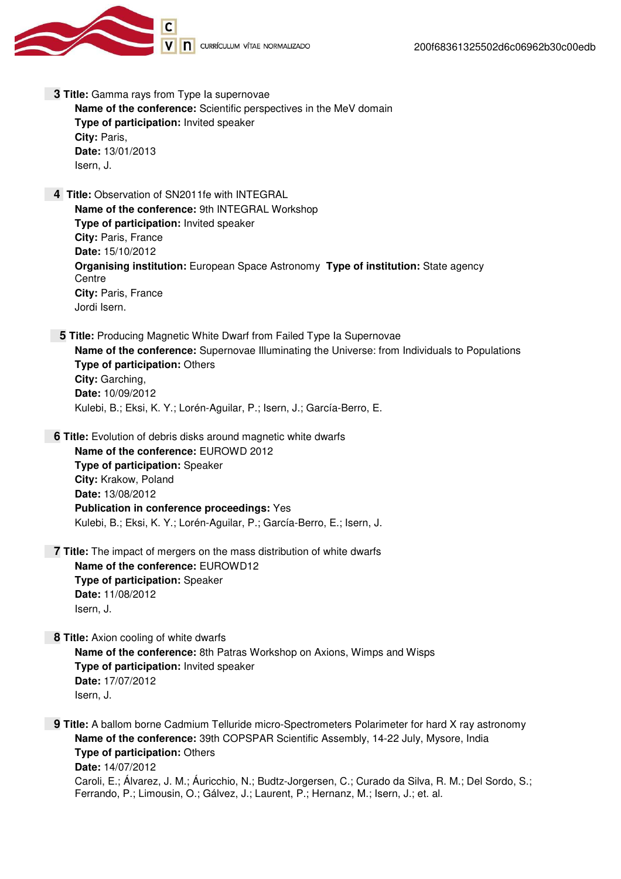**3 Title:** Gamma rays from Type Ia supernovae
**Name of the conference:** Scientific perspectives in the MeV domain
**Type of participation:** Invited speaker
**City:** Paris,
**Date:** 13/01/2013
Isern, J.

**4 Title:** Observation of SN2011fe with INTEGRAL
**Name of the conference:** 9th INTEGRAL Workshop
**Type of participation:** Invited speaker
**City:** Paris, France
**Date:** 15/10/2012
**Organising institution:** European Space Astronomy Centre **Type of institution:** State agency
**City:** Paris, France
Jordi Isern.

**5 Title:** Producing Magnetic White Dwarf from Failed Type Ia Supernovae
**Name of the conference:** Supernovae Illuminating the Universe: from Individuals to Populations
**Type of participation:** Others
**City:** Garching,
**Date:** 10/09/2012
Kulebi, B.; Eksi, K. Y.; Lorén-Aguilar, P.; Isern, J.; García-Berro, E.

**6 Title:** Evolution of debris disks around magnetic white dwarfs
**Name of the conference:** EUROWD 2012
**Type of participation:** Speaker
**City:** Krakow, Poland
**Date:** 13/08/2012
**Publication in conference proceedings:** Yes
Kulebi, B.; Eksi, K. Y.; Lorén-Aguilar, P.; García-Berro, E.; Isern, J.

**7 Title:** The impact of mergers on the mass distribution of white dwarfs
**Name of the conference:** EUROWD12
**Type of participation:** Speaker
**Date:** 11/08/2012
Isern, J.

**8 Title:** Axion cooling of white dwarfs
**Name of the conference:** 8th Patras Workshop on Axions, Wimps and Wisps
**Type of participation:** Invited speaker
**Date:** 17/07/2012
Isern, J.

**9 Title:** A ballom borne Cadmium Telluride micro-Spectrometers Polarimeter for hard X ray astronomy
**Name of the conference:** 39th COPSPAR Scientific Assembly, 14-22 July, Mysore, India
**Type of participation:** Others
**Date:** 14/07/2012
Caroli, E.; Álvarez, J. M.; Áuricchio, N.; Budtz-Jorgersen, C.; Curado da Silva, R. M.; Del Sordo, S.; Ferrando, P.; Limousin, O.; Gálvez, J.; Laurent, P.; Hernanz, M.; Isern, J.; et. al.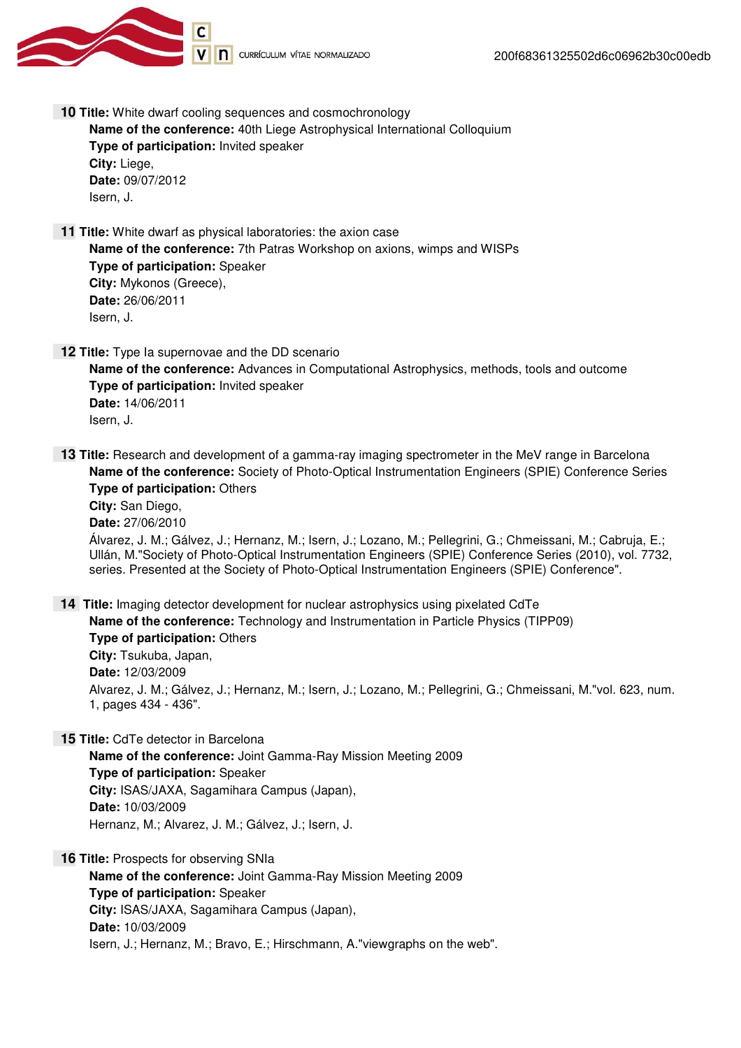**10 Title:** White dwarf cooling sequences and cosmochronology
**Name of the conference:** 40th Liege Astrophysical International Colloquium
**Type of participation:** Invited speaker
**City:** Liege,
**Date:** 09/07/2012
Isern, J.

**11 Title:** White dwarf as physical laboratories: the axion case
**Name of the conference:** 7th Patras Workshop on axions, wimps and WISPs
**Type of participation:** Speaker
**City:** Mykonos (Greece),
**Date:** 26/06/2011
Isern, J.

**12 Title:** Type Ia supernovae and the DD scenario
**Name of the conference:** Advances in Computational Astrophysics, methods, tools and outcome
**Type of participation:** Invited speaker
**Date:** 14/06/2011
Isern, J.

**13 Title:** Research and development of a gamma-ray imaging spectrometer in the MeV range in Barcelona
**Name of the conference:** Society of Photo-Optical Instrumentation Engineers (SPIE) Conference Series
**Type of participation:** Others
**City:** San Diego,
**Date:** 27/06/2010
Álvarez, J. M.; Gálvez, J.; Hernanz, M.; Isern, J.; Lozano, M.; Pellegrini, G.; Chmeissani, M.; Cabruja, E.; Ullán, M."Society of Photo-Optical Instrumentation Engineers (SPIE) Conference Series (2010), vol. 7732, series. Presented at the Society of Photo-Optical Instrumentation Engineers (SPIE) Conference".

**14 Title:** Imaging detector development for nuclear astrophysics using pixelated CdTe
**Name of the conference:** Technology and Instrumentation in Particle Physics (TIPP09)
**Type of participation:** Others
**City:** Tsukuba, Japan,
**Date:** 12/03/2009
Alvarez, J. M.; Gálvez, J.; Hernanz, M.; Isern, J.; Lozano, M.; Pellegrini, G.; Chmeissani, M."vol. 623, num. 1, pages 434 - 436".

**15 Title:** CdTe detector in Barcelona
**Name of the conference:** Joint Gamma-Ray Mission Meeting 2009
**Type of participation:** Speaker
**City:** ISAS/JAXA, Sagamihara Campus (Japan),
**Date:** 10/03/2009
Hernanz, M.; Alvarez, J. M.; Gálvez, J.; Isern, J.

**16 Title:** Prospects for observing SNIa
**Name of the conference:** Joint Gamma-Ray Mission Meeting 2009
**Type of participation:** Speaker
**City:** ISAS/JAXA, Sagamihara Campus (Japan),
**Date:** 10/03/2009
Isern, J.; Hernanz, M.; Bravo, E.; Hirschmann, A."viewgraphs on the web".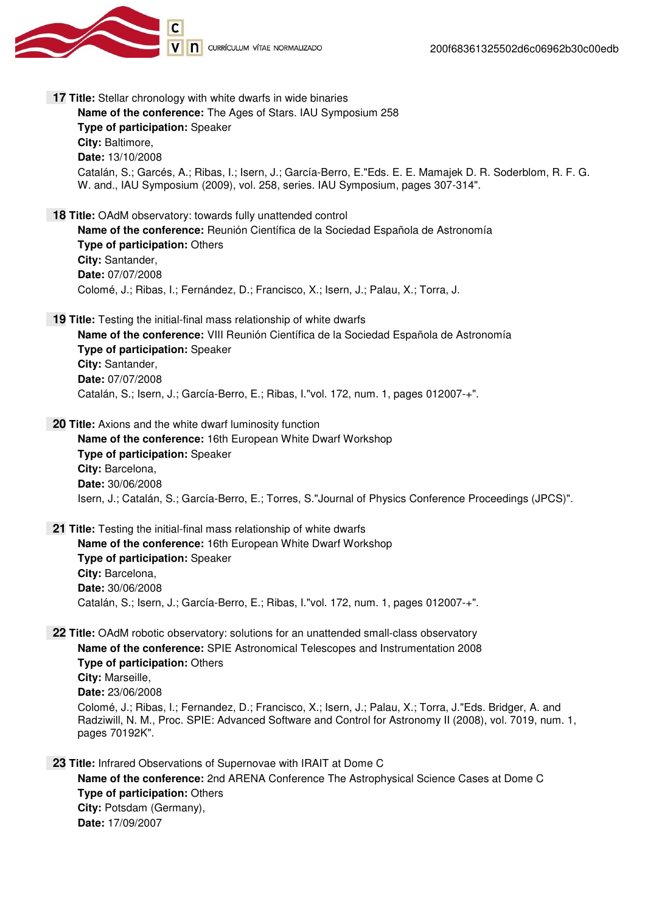**17 Title:** Stellar chronology with white dwarfs in wide binaries
**Name of the conference:** The Ages of Stars. IAU Symposium 258
**Type of participation:** Speaker
**City:** Baltimore,
**Date:** 13/10/2008
Catalán, S.; Garcés, A.; Ribas, I.; Isern, J.; García-Berro, E."Eds. E. E. Mamajek D. R. Soderblom, R. F. G. W. and., IAU Symposium (2009), vol. 258, series. IAU Symposium, pages 307-314".

**18 Title:** OAdM observatory: towards fully unattended control
**Name of the conference:** Reunión Científica de la Sociedad Española de Astronomía
**Type of participation:** Others
**City:** Santander,
**Date:** 07/07/2008
Colomé, J.; Ribas, I.; Fernández, D.; Francisco, X.; Isern, J.; Palau, X.; Torra, J.

**19 Title:** Testing the initial-final mass relationship of white dwarfs
**Name of the conference:** VIII Reunión Científica de la Sociedad Española de Astronomía
**Type of participation:** Speaker
**City:** Santander,
**Date:** 07/07/2008
Catalán, S.; Isern, J.; García-Berro, E.; Ribas, I."vol. 172, num. 1, pages 012007-+".

**20 Title:** Axions and the white dwarf luminosity function
**Name of the conference:** 16th European White Dwarf Workshop
**Type of participation:** Speaker
**City:** Barcelona,
**Date:** 30/06/2008
Isern, J.; Catalán, S.; García-Berro, E.; Torres, S."Journal of Physics Conference Proceedings (JPCS)".

**21 Title:** Testing the initial-final mass relationship of white dwarfs
**Name of the conference:** 16th European White Dwarf Workshop
**Type of participation:** Speaker
**City:** Barcelona,
**Date:** 30/06/2008
Catalán, S.; Isern, J.; García-Berro, E.; Ribas, I."vol. 172, num. 1, pages 012007-+".

**22 Title:** OAdM robotic observatory: solutions for an unattended small-class observatory
**Name of the conference:** SPIE Astronomical Telescopes and Instrumentation 2008
**Type of participation:** Others
**City:** Marseille,
**Date:** 23/06/2008
Colomé, J.; Ribas, I.; Fernandez, D.; Francisco, X.; Isern, J.; Palau, X.; Torra, J."Eds. Bridger, A. and Radziwill, N. M., Proc. SPIE: Advanced Software and Control for Astronomy II (2008), vol. 7019, num. 1, pages 70192K".

**23 Title:** Infrared Observations of Supernovae with IRAIT at Dome C
**Name of the conference:** 2nd ARENA Conference The Astrophysical Science Cases at Dome C
**Type of participation:** Others
**City:** Potsdam (Germany),
**Date:** 17/09/2007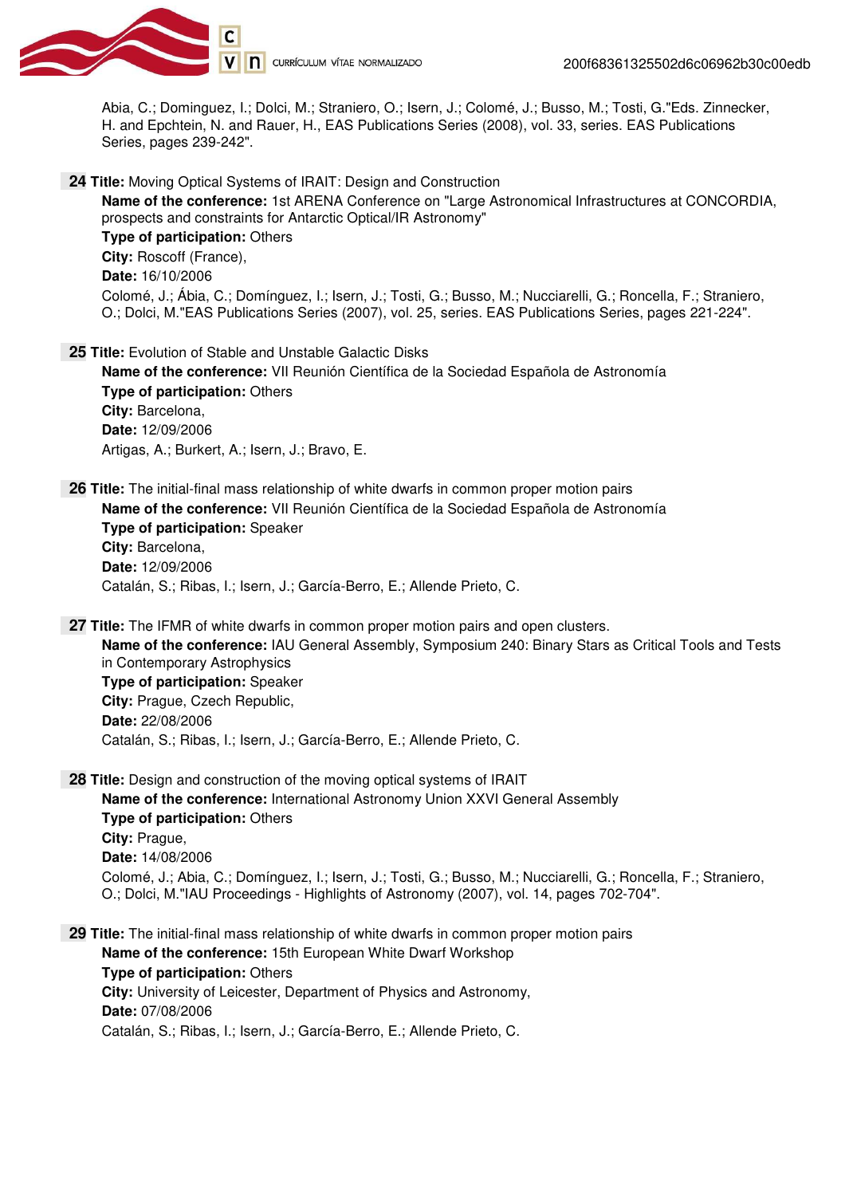Abia, C.; Dominguez, I.; Dolci, M.; Straniero, O.; Isern, J.; Colomé, J.; Busso, M.; Tosti, G."Eds. Zinnecker, H. and Epchtein, N. and Rauer, H., EAS Publications Series (2008), vol. 33, series. EAS Publications Series, pages 239-242".

**24 Title:** Moving Optical Systems of IRAIT: Design and Construction
**Name of the conference:** 1st ARENA Conference on "Large Astronomical Infrastructures at CONCORDIA, prospects and constraints for Antarctic Optical/IR Astronomy"
**Type of participation:** Others
**City:** Roscoff (France),
**Date:** 16/10/2006
Colomé, J.; Ábia, C.; Domínguez, I.; Isern, J.; Tosti, G.; Busso, M.; Nucciarelli, G.; Roncella, F.; Straniero, O.; Dolci, M."EAS Publications Series (2007), vol. 25, series. EAS Publications Series, pages 221-224".

**25 Title:** Evolution of Stable and Unstable Galactic Disks
**Name of the conference:** VII Reunión Científica de la Sociedad Española de Astronomía
**Type of participation:** Others
**City:** Barcelona,
**Date:** 12/09/2006
Artigas, A.; Burkert, A.; Isern, J.; Bravo, E.

**26 Title:** The initial-final mass relationship of white dwarfs in common proper motion pairs
**Name of the conference:** VII Reunión Científica de la Sociedad Española de Astronomía
**Type of participation:** Speaker
**City:** Barcelona,
**Date:** 12/09/2006
Catalán, S.; Ribas, I.; Isern, J.; García-Berro, E.; Allende Prieto, C.

**27 Title:** The IFMR of white dwarfs in common proper motion pairs and open clusters.
**Name of the conference:** IAU General Assembly, Symposium 240: Binary Stars as Critical Tools and Tests in Contemporary Astrophysics
**Type of participation:** Speaker
**City:** Prague, Czech Republic,
**Date:** 22/08/2006
Catalán, S.; Ribas, I.; Isern, J.; García-Berro, E.; Allende Prieto, C.

**28 Title:** Design and construction of the moving optical systems of IRAIT
**Name of the conference:** International Astronomy Union XXVI General Assembly
**Type of participation:** Others
**City:** Prague,
**Date:** 14/08/2006
Colomé, J.; Abia, C.; Domínguez, I.; Isern, J.; Tosti, G.; Busso, M.; Nucciarelli, G.; Roncella, F.; Straniero, O.; Dolci, M."IAU Proceedings - Highlights of Astronomy (2007), vol. 14, pages 702-704".

**29 Title:** The initial-final mass relationship of white dwarfs in common proper motion pairs
**Name of the conference:** 15th European White Dwarf Workshop
**Type of participation:** Others
**City:** University of Leicester, Department of Physics and Astronomy,
**Date:** 07/08/2006
Catalán, S.; Ribas, I.; Isern, J.; García-Berro, E.; Allende Prieto, C.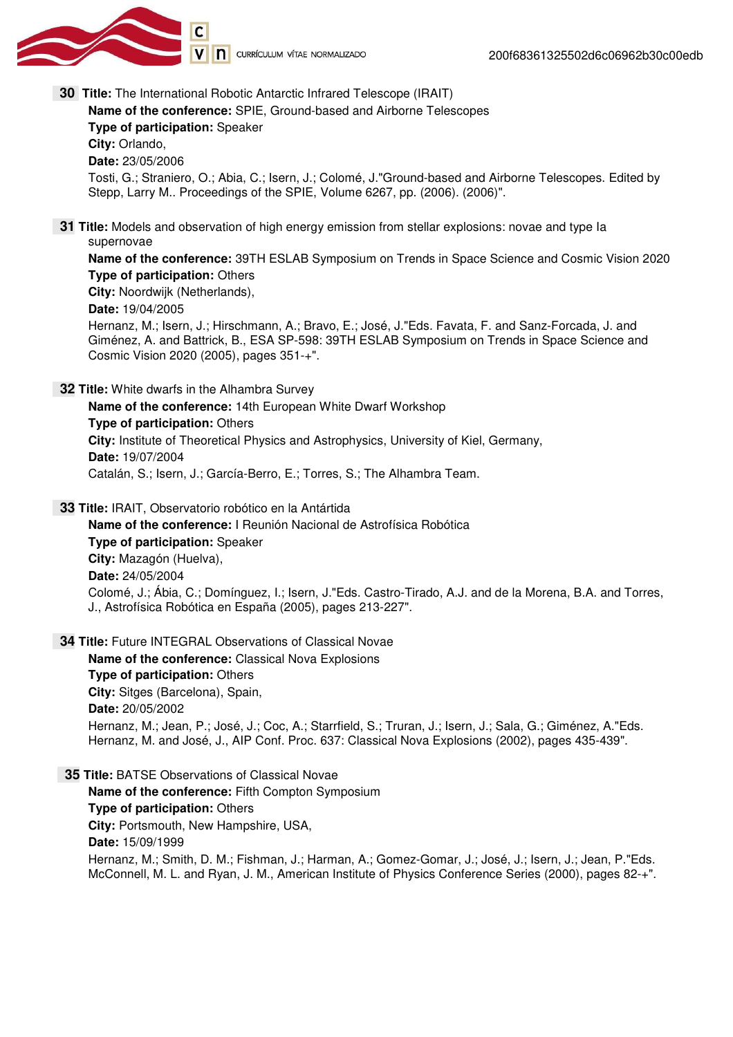**30** **Title:** The International Robotic Antarctic Infrared Telescope (IRAIT)

**Name of the conference:** SPIE, Ground-based and Airborne Telescopes
**Type of participation:** Speaker
**City:** Orlando,
**Date:** 23/05/2006
Tosti, G.; Straniero, O.; Abia, C.; Isern, J.; Colomé, J."Ground-based and Airborne Telescopes. Edited by Stepp, Larry M.. Proceedings of the SPIE, Volume 6267, pp. (2006). (2006)".

**31** **Title:** Models and observation of high energy emission from stellar explosions: novae and type Ia supernovae

**Name of the conference:** 39TH ESLAB Symposium on Trends in Space Science and Cosmic Vision 2020
**Type of participation:** Others
**City:** Noordwijk (Netherlands),
**Date:** 19/04/2005
Hernanz, M.; Isern, J.; Hirschmann, A.; Bravo, E.; José, J."Eds. Favata, F. and Sanz-Forcada, J. and Giménez, A. and Battrick, B., ESA SP-598: 39TH ESLAB Symposium on Trends in Space Science and Cosmic Vision 2020 (2005), pages 351-+".

**32** **Title:** White dwarfs in the Alhambra Survey

**Name of the conference:** 14th European White Dwarf Workshop
**Type of participation:** Others
**City:** Institute of Theoretical Physics and Astrophysics, University of Kiel, Germany,
**Date:** 19/07/2004
Catalán, S.; Isern, J.; García-Berro, E.; Torres, S.; The Alhambra Team.

**33** **Title:** IRAIT, Observatorio robótico en la Antártida

**Name of the conference:** I Reunión Nacional de Astrofísica Robótica
**Type of participation:** Speaker
**City:** Mazagón (Huelva),
**Date:** 24/05/2004
Colomé, J.; Ábia, C.; Domínguez, I.; Isern, J."Eds. Castro-Tirado, A.J. and de la Morena, B.A. and Torres, J., Astrofísica Robótica en España (2005), pages 213-227".

**34** **Title:** Future INTEGRAL Observations of Classical Novae

**Name of the conference:** Classical Nova Explosions
**Type of participation:** Others
**City:** Sitges (Barcelona), Spain,
**Date:** 20/05/2002
Hernanz, M.; Jean, P.; José, J.; Coc, A.; Starrfield, S.; Truran, J.; Isern, J.; Sala, G.; Giménez, A."Eds. Hernanz, M. and José, J., AIP Conf. Proc. 637: Classical Nova Explosions (2002), pages 435-439".

**35** **Title:** BATSE Observations of Classical Novae

**Name of the conference:** Fifth Compton Symposium
**Type of participation:** Others
**City:** Portsmouth, New Hampshire, USA,
**Date:** 15/09/1999
Hernanz, M.; Smith, D. M.; Fishman, J.; Harman, A.; Gomez-Gomar, J.; José, J.; Isern, J.; Jean, P."Eds. McConnell, M. L. and Ryan, J. M., American Institute of Physics Conference Series (2000), pages 82-+".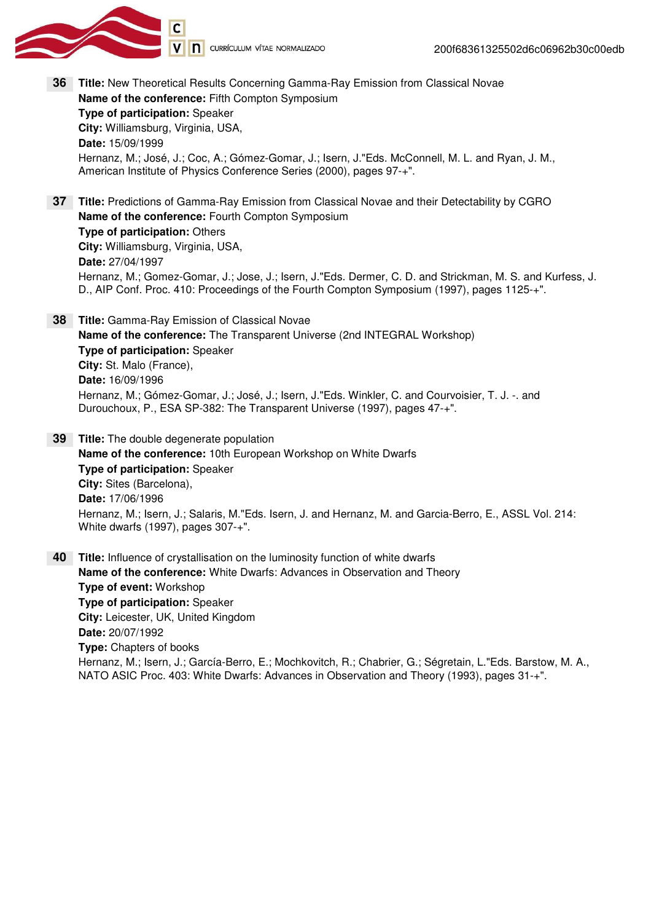**36** **Title:** New Theoretical Results Concerning Gamma-Ray Emission from Classical Novae
**Name of the conference:** Fifth Compton Symposium
**Type of participation:** Speaker
**City:** Williamsburg, Virginia, USA,
**Date:** 15/09/1999
Hernanz, M.; José, J.; Coc, A.; Gómez-Gomar, J.; Isern, J."Eds. McConnell, M. L. and Ryan, J. M., American Institute of Physics Conference Series (2000), pages 97-+".

**37** **Title:** Predictions of Gamma-Ray Emission from Classical Novae and their Detectability by CGRO
**Name of the conference:** Fourth Compton Symposium
**Type of participation:** Others
**City:** Williamsburg, Virginia, USA,
**Date:** 27/04/1997
Hernanz, M.; Gomez-Gomar, J.; Jose, J.; Isern, J."Eds. Dermer, C. D. and Strickman, M. S. and Kurfess, J. D., AIP Conf. Proc. 410: Proceedings of the Fourth Compton Symposium (1997), pages 1125-+".

**38** **Title:** Gamma-Ray Emission of Classical Novae
**Name of the conference:** The Transparent Universe (2nd INTEGRAL Workshop)
**Type of participation:** Speaker
**City:** St. Malo (France),
**Date:** 16/09/1996
Hernanz, M.; Gómez-Gomar, J.; José, J.; Isern, J."Eds. Winkler, C. and Courvoisier, T. J. -. and Durouchoux, P., ESA SP-382: The Transparent Universe (1997), pages 47-+".

**39** **Title:** The double degenerate population
**Name of the conference:** 10th European Workshop on White Dwarfs
**Type of participation:** Speaker
**City:** Sites (Barcelona),
**Date:** 17/06/1996
Hernanz, M.; Isern, J.; Salaris, M."Eds. Isern, J. and Hernanz, M. and Garcia-Berro, E., ASSL Vol. 214: White dwarfs (1997), pages 307-+".

**40** **Title:** Influence of crystallisation on the luminosity function of white dwarfs
**Name of the conference:** White Dwarfs: Advances in Observation and Theory
**Type of event:** Workshop
**Type of participation:** Speaker
**City:** Leicester, UK, United Kingdom
**Date:** 20/07/1992
**Type:** Chapters of books
Hernanz, M.; Isern, J.; García-Berro, E.; Mochkovitch, R.; Chabrier, G.; Ségretain, L."Eds. Barstow, M. A., NATO ASIC Proc. 403: White Dwarfs: Advances in Observation and Theory (1993), pages 31-+".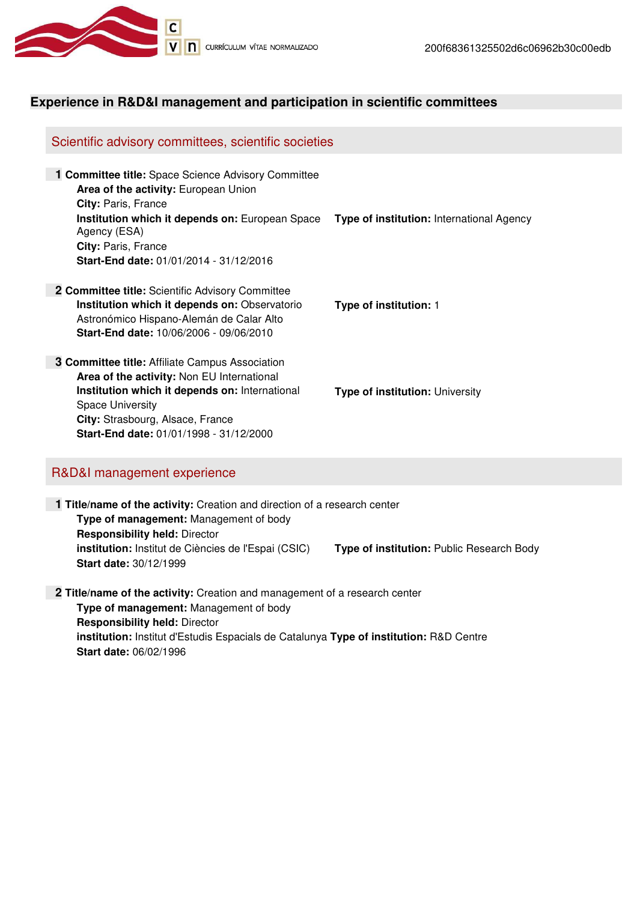## Experience in R&D&I management and participation in scientific committees

### Scientific advisory committees, scientific societies

**1 Committee title:** Space Science Advisory Committee
**Area of the activity:** European Union
**City:** Paris, France
**Institution which it depends on:** European Space Agency (ESA) **Type of institution:** International Agency
**City:** Paris, France
**Start-End date:** 01/01/2014 - 31/12/2016

**2 Committee title:** Scientific Advisory Committee
**Institution which it depends on:** Observatorio Astronómico Hispano-Alemán de Calar Alto **Type of institution:** 1
**Start-End date:** 10/06/2006 - 09/06/2010

**3 Committee title:** Affiliate Campus Association
**Area of the activity:** Non EU International
**Institution which it depends on:** International Space University **Type of institution:** University
**City:** Strasbourg, Alsace, France
**Start-End date:** 01/01/1998 - 31/12/2000

### R&D&I management experience

**1 Title/name of the activity:** Creation and direction of a research center
**Type of management:** Management of body
**Responsibility held:** Director
**institution:** Institut de Ciències de l'Espai (CSIC) **Type of institution:** Public Research Body
**Start date:** 30/12/1999

**2 Title/name of the activity:** Creation and management of a research center
**Type of management:** Management of body
**Responsibility held:** Director
**institution:** Institut d'Estudis Espacials de Catalunya **Type of institution:** R&D Centre
**Start date:** 06/02/1996